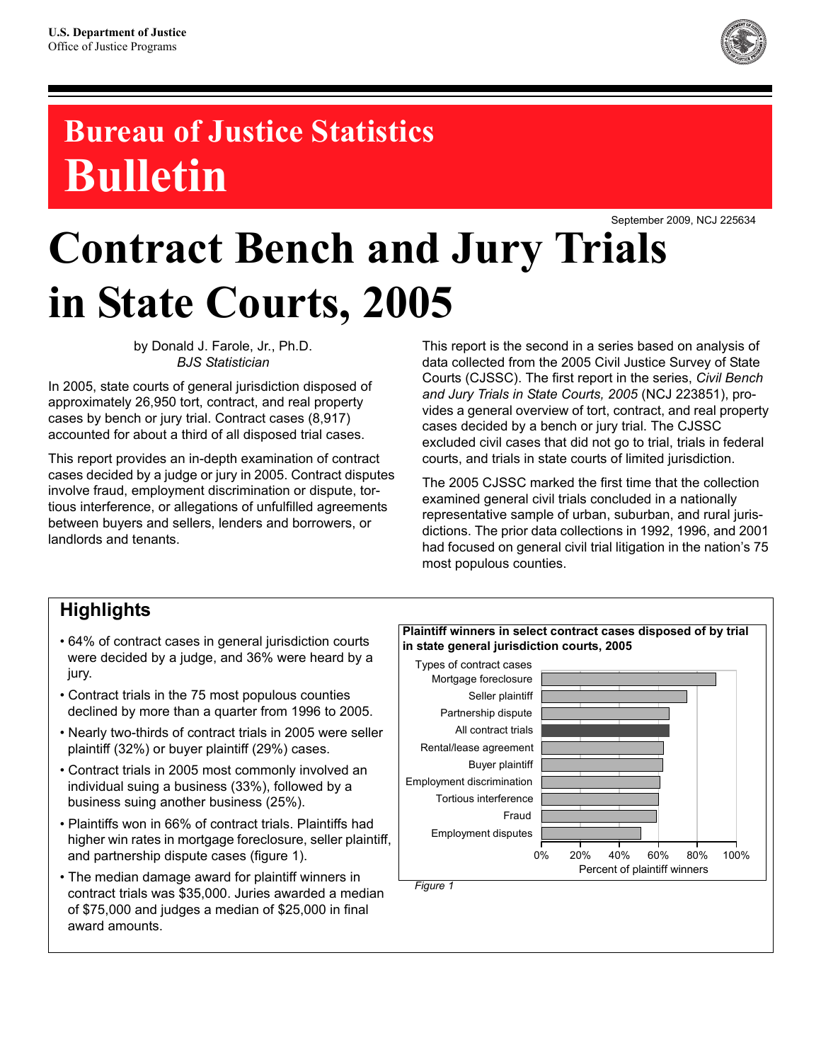U.S. Department of Justice
Office of Justice Programs

# Bureau of Justice Statistics Bulletin

September 2009, NCJ 225634

# Contract Bench and Jury Trials in State Courts, 2005

by Donald J. Farole, Jr., Ph.D.
*BJS Statistician*

In 2005, state courts of general jurisdiction disposed of approximately 26,950 tort, contract, and real property cases by bench or jury trial. Contract cases (8,917) accounted for about a third of all disposed trial cases.

This report provides an in-depth examination of contract cases decided by a judge or jury in 2005. Contract disputes involve fraud, employment discrimination or dispute, tortious interference, or allegations of unfulfilled agreements between buyers and sellers, lenders and borrowers, or landlords and tenants.

This report is the second in a series based on analysis of data collected from the 2005 Civil Justice Survey of State Courts (CJSSC). The first report in the series, *Civil Bench and Jury Trials in State Courts, 2005* (NCJ 223851), provides a general overview of tort, contract, and real property cases decided by a bench or jury trial. The CJSSC excluded civil cases that did not go to trial, trials in federal courts, and trials in state courts of limited jurisdiction.

The 2005 CJSSC marked the first time that the collection examined general civil trials concluded in a nationally representative sample of urban, suburban, and rural jurisdictions. The prior data collections in 1992, 1996, and 2001 had focused on general civil trial litigation in the nation's 75 most populous counties.

## Highlights

- 64% of contract cases in general jurisdiction courts were decided by a judge, and 36% were heard by a jury.
- Contract trials in the 75 most populous counties declined by more than a quarter from 1996 to 2005.
- Nearly two-thirds of contract trials in 2005 were seller plaintiff (32%) or buyer plaintiff (29%) cases.
- Contract trials in 2005 most commonly involved an individual suing a business (33%), followed by a business suing another business (25%).
- Plaintiffs won in 66% of contract trials. Plaintiffs had higher win rates in mortgage foreclosure, seller plaintiff, and partnership dispute cases (figure 1).
- The median damage award for plaintiff winners in contract trials was $35,000. Juries awarded a median of $75,000 and judges a median of $25,000 in final award amounts.

**Plaintiff winners in select contract cases disposed of by trial in state general jurisdiction courts, 2005**

| Types of contract cases | Percent of plaintiff winners |
|---|---|
| Mortgage foreclosure | ~89% |
| Seller plaintiff | ~74% |
| Partnership dispute | ~65% |
| All contract trials | ~66% |
| Rental/lease agreement | ~62% |
| Buyer plaintiff | ~62% |
| Employment discrimination | ~61% |
| Tortious interference | ~60% |
| Fraud | ~59% |
| Employment disputes | ~51% |

*Figure 1*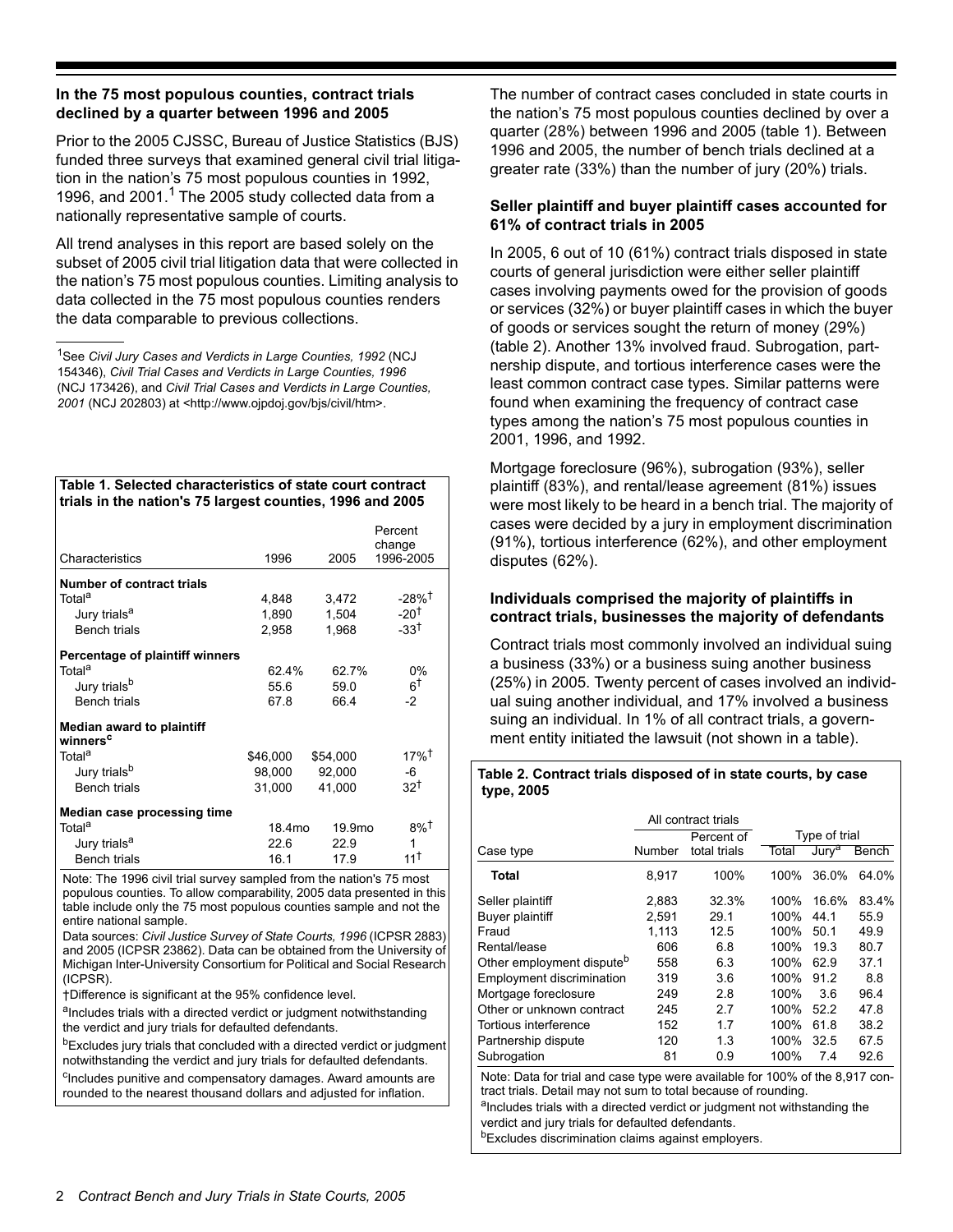### In the 75 most populous counties, contract trials declined by a quarter between 1996 and 2005

Prior to the 2005 CJSSC, Bureau of Justice Statistics (BJS) funded three surveys that examined general civil trial litigation in the nation's 75 most populous counties in 1992, 1996, and 2001.[1] The 2005 study collected data from a nationally representative sample of courts.

All trend analyses in this report are based solely on the subset of 2005 civil trial litigation data that were collected in the nation's 75 most populous counties. Limiting analysis to data collected in the 75 most populous counties renders the data comparable to previous collections.

---

[1]See *Civil Jury Cases and Verdicts in Large Counties, 1992* (NCJ 154346), *Civil Trial Cases and Verdicts in Large Counties, 1996* (NCJ 173426), and *Civil Trial Cases and Verdicts in Large Counties, 2001* (NCJ 202803) at <http://www.ojpdoj.gov/bjs/civil/htm>.

**Table 1. Selected characteristics of state court contract trials in the nation's 75 largest counties, 1996 and 2005**

| Characteristics | 1996 | 2005 | Percent change 1996-2005 |
|---|---|---|---|
| **Number of contract trials** | | | |
| Total[a] | 4,848 | 3,472 | -28%† |
| Jury trials[a] | 1,890 | 1,504 | -20† |
| Bench trials | 2,958 | 1,968 | -33† |
| **Percentage of plaintiff winners** | | | |
| Total[a] | 62.4% | 62.7% | 0% |
| Jury trials[b] | 55.6 | 59.0 | 6† |
| Bench trials | 67.8 | 66.4 | -2 |
| **Median award to plaintiff winners[c]** | | | |
| Total[a] | $46,000 | $54,000 | 17%† |
| Jury trials[b] | 98,000 | 92,000 | -6 |
| Bench trials | 31,000 | 41,000 | 32† |
| **Median case processing time** | | | |
| Total[a] | 18.4mo | 19.9mo | 8%† |
| Jury trials[a] | 22.6 | 22.9 | 1 |
| Bench trials | 16.1 | 17.9 | 11† |

Note: The 1996 civil trial survey sampled from the nation's 75 most populous counties. To allow comparability, 2005 data presented in this table include only the 75 most populous counties sample and not the entire national sample.

Data sources: *Civil Justice Survey of State Courts, 1996* (ICPSR 2883) and 2005 (ICPSR 23862). Data can be obtained from the University of Michigan Inter-University Consortium for Political and Social Research (ICPSR).

†Difference is significant at the 95% confidence level.

[a]Includes trials with a directed verdict or judgment notwithstanding the verdict and jury trials for defaulted defendants.

[b]Excludes jury trials that concluded with a directed verdict or judgment notwithstanding the verdict and jury trials for defaulted defendants.

[c]Includes punitive and compensatory damages. Award amounts are rounded to the nearest thousand dollars and adjusted for inflation.

The number of contract cases concluded in state courts in the nation's 75 most populous counties declined by over a quarter (28%) between 1996 and 2005 (table 1). Between 1996 and 2005, the number of bench trials declined at a greater rate (33%) than the number of jury (20%) trials.

### Seller plaintiff and buyer plaintiff cases accounted for 61% of contract trials in 2005

In 2005, 6 out of 10 (61%) contract trials disposed in state courts of general jurisdiction were either seller plaintiff cases involving payments owed for the provision of goods or services (32%) or buyer plaintiff cases in which the buyer of goods or services sought the return of money (29%) (table 2). Another 13% involved fraud. Subrogation, partnership dispute, and tortious interference cases were the least common contract case types. Similar patterns were found when examining the frequency of contract case types among the nation's 75 most populous counties in 2001, 1996, and 1992.

Mortgage foreclosure (96%), subrogation (93%), seller plaintiff (83%), and rental/lease agreement (81%) issues were most likely to be heard in a bench trial. The majority of cases were decided by a jury in employment discrimination (91%), tortious interference (62%), and other employment disputes (62%).

### Individuals comprised the majority of plaintiffs in contract trials, businesses the majority of defendants

Contract trials most commonly involved an individual suing a business (33%) or a business suing another business (25%) in 2005. Twenty percent of cases involved an individual suing another individual, and 17% involved a business suing an individual. In 1% of all contract trials, a government entity initiated the lawsuit (not shown in a table).

**Table 2. Contract trials disposed of in state courts, by case type, 2005**

| | All contract trials | | Type of trial | | |
|---|---|---|---|---|---|
| Case type | Number | Percent of total trials | Total | Jury[a] | Bench |
| **Total** | 8,917 | 100% | 100% | 36.0% | 64.0% |
| Seller plaintiff | 2,883 | 32.3% | 100% | 16.6% | 83.4% |
| Buyer plaintiff | 2,591 | 29.1 | 100% | 44.1 | 55.9 |
| Fraud | 1,113 | 12.5 | 100% | 50.1 | 49.9 |
| Rental/lease | 606 | 6.8 | 100% | 19.3 | 80.7 |
| Other employment dispute[b] | 558 | 6.3 | 100% | 62.9 | 37.1 |
| Employment discrimination | 319 | 3.6 | 100% | 91.2 | 8.8 |
| Mortgage foreclosure | 249 | 2.8 | 100% | 3.6 | 96.4 |
| Other or unknown contract | 245 | 2.7 | 100% | 52.2 | 47.8 |
| Tortious interference | 152 | 1.7 | 100% | 61.8 | 38.2 |
| Partnership dispute | 120 | 1.3 | 100% | 32.5 | 67.5 |
| Subrogation | 81 | 0.9 | 100% | 7.4 | 92.6 |

Note: Data for trial and case type were available for 100% of the 8,917 contract trials. Detail may not sum to total because of rounding.

[a]Includes trials with a directed verdict or judgment not withstanding the verdict and jury trials for defaulted defendants.

[b]Excludes discrimination claims against employers.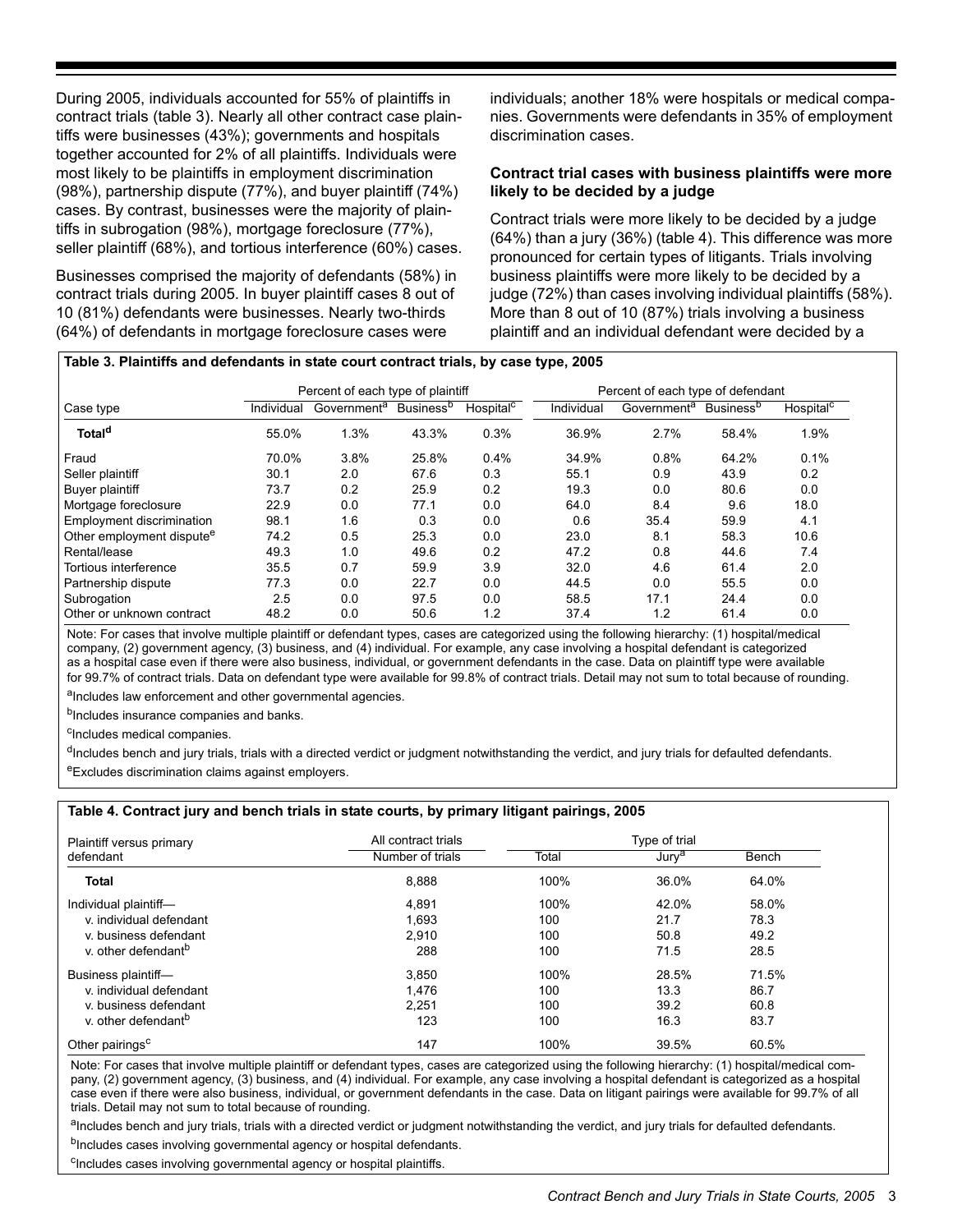During 2005, individuals accounted for 55% of plaintiffs in contract trials (table 3). Nearly all other contract case plaintiffs were businesses (43%); governments and hospitals together accounted for 2% of all plaintiffs. Individuals were most likely to be plaintiffs in employment discrimination (98%), partnership dispute (77%), and buyer plaintiff (74%) cases. By contrast, businesses were the majority of plaintiffs in subrogation (98%), mortgage foreclosure (77%), seller plaintiff (68%), and tortious interference (60%) cases.

Businesses comprised the majority of defendants (58%) in contract trials during 2005. In buyer plaintiff cases 8 out of 10 (81%) defendants were businesses. Nearly two-thirds (64%) of defendants in mortgage foreclosure cases were individuals; another 18% were hospitals or medical companies. Governments were defendants in 35% of employment discrimination cases.

### Contract trial cases with business plaintiffs were more likely to be decided by a judge

Contract trials were more likely to be decided by a judge (64%) than a jury (36%) (table 4). This difference was more pronounced for certain types of litigants. Trials involving business plaintiffs were more likely to be decided by a judge (72%) than cases involving individual plaintiffs (58%). More than 8 out of 10 (87%) trials involving a business plaintiff and an individual defendant were decided by a

**Table 3. Plaintiffs and defendants in state court contract trials, by case type, 2005**

| Case type | Percent of each type of plaintiff | | | | Percent of each type of defendant | | | |
|---|---|---|---|---|---|---|---|---|
| | Individual | Government[a] | Business[b] | Hospital[c] | Individual | Government[a] | Business[b] | Hospital[c] |
| **Total[d]** | 55.0% | 1.3% | 43.3% | 0.3% | 36.9% | 2.7% | 58.4% | 1.9% |
| Fraud | 70.0% | 3.8% | 25.8% | 0.4% | 34.9% | 0.8% | 64.2% | 0.1% |
| Seller plaintiff | 30.1 | 2.0 | 67.6 | 0.3 | 55.1 | 0.9 | 43.9 | 0.2 |
| Buyer plaintiff | 73.7 | 0.2 | 25.9 | 0.2 | 19.3 | 0.0 | 80.6 | 0.0 |
| Mortgage foreclosure | 22.9 | 0.0 | 77.1 | 0.0 | 64.0 | 8.4 | 9.6 | 18.0 |
| Employment discrimination | 98.1 | 1.6 | 0.3 | 0.0 | 0.6 | 35.4 | 59.9 | 4.1 |
| Other employment dispute[e] | 74.2 | 0.5 | 25.3 | 0.0 | 23.0 | 8.1 | 58.3 | 10.6 |
| Rental/lease | 49.3 | 1.0 | 49.6 | 0.2 | 47.2 | 0.8 | 44.6 | 7.4 |
| Tortious interference | 35.5 | 0.7 | 59.9 | 3.9 | 32.0 | 4.6 | 61.4 | 2.0 |
| Partnership dispute | 77.3 | 0.0 | 22.7 | 0.0 | 44.5 | 0.0 | 55.5 | 0.0 |
| Subrogation | 2.5 | 0.0 | 97.5 | 0.0 | 58.5 | 17.1 | 24.4 | 0.0 |
| Other or unknown contract | 48.2 | 0.0 | 50.6 | 1.2 | 37.4 | 1.2 | 61.4 | 0.0 |

Note: For cases that involve multiple plaintiff or defendant types, cases are categorized using the following hierarchy: (1) hospital/medical company, (2) government agency, (3) business, and (4) individual. For example, any case involving a hospital defendant is categorized as a hospital case even if there were also business, individual, or government defendants in the case. Data on plaintiff type were available for 99.7% of contract trials. Data on defendant type were available for 99.8% of contract trials. Detail may not sum to total because of rounding.

[a]Includes law enforcement and other governmental agencies.

[b]Includes insurance companies and banks.

[c]Includes medical companies.

[d]Includes bench and jury trials, trials with a directed verdict or judgment notwithstanding the verdict, and jury trials for defaulted defendants.

[e]Excludes discrimination claims against employers.

**Table 4. Contract jury and bench trials in state courts, by primary litigant pairings, 2005**

| Plaintiff versus primary defendant | All contract trials | Type of trial | | |
|---|---|---|---|---|
| | Number of trials | Total | Jury[a] | Bench |
| **Total** | 8,888 | 100% | 36.0% | 64.0% |
| Individual plaintiff— | 4,891 | 100% | 42.0% | 58.0% |
| v. individual defendant | 1,693 | 100 | 21.7 | 78.3 |
| v. business defendant | 2,910 | 100 | 50.8 | 49.2 |
| v. other defendant[b] | 288 | 100 | 71.5 | 28.5 |
| Business plaintiff— | 3,850 | 100% | 28.5% | 71.5% |
| v. individual defendant | 1,476 | 100 | 13.3 | 86.7 |
| v. business defendant | 2,251 | 100 | 39.2 | 60.8 |
| v. other defendant[b] | 123 | 100 | 16.3 | 83.7 |
| Other pairings[c] | 147 | 100% | 39.5% | 60.5% |

Note: For cases that involve multiple plaintiff or defendant types, cases are categorized using the following hierarchy: (1) hospital/medical company, (2) government agency, (3) business, and (4) individual. For example, any case involving a hospital defendant is categorized as a hospital case even if there were also business, individual, or government defendants in the case. Data on litigant pairings were available for 99.7% of all trials. Detail may not sum to total because of rounding.

[a]Includes bench and jury trials, trials with a directed verdict or judgment notwithstanding the verdict, and jury trials for defaulted defendants.

[b]Includes cases involving governmental agency or hospital defendants.

[c]Includes cases involving governmental agency or hospital plaintiffs.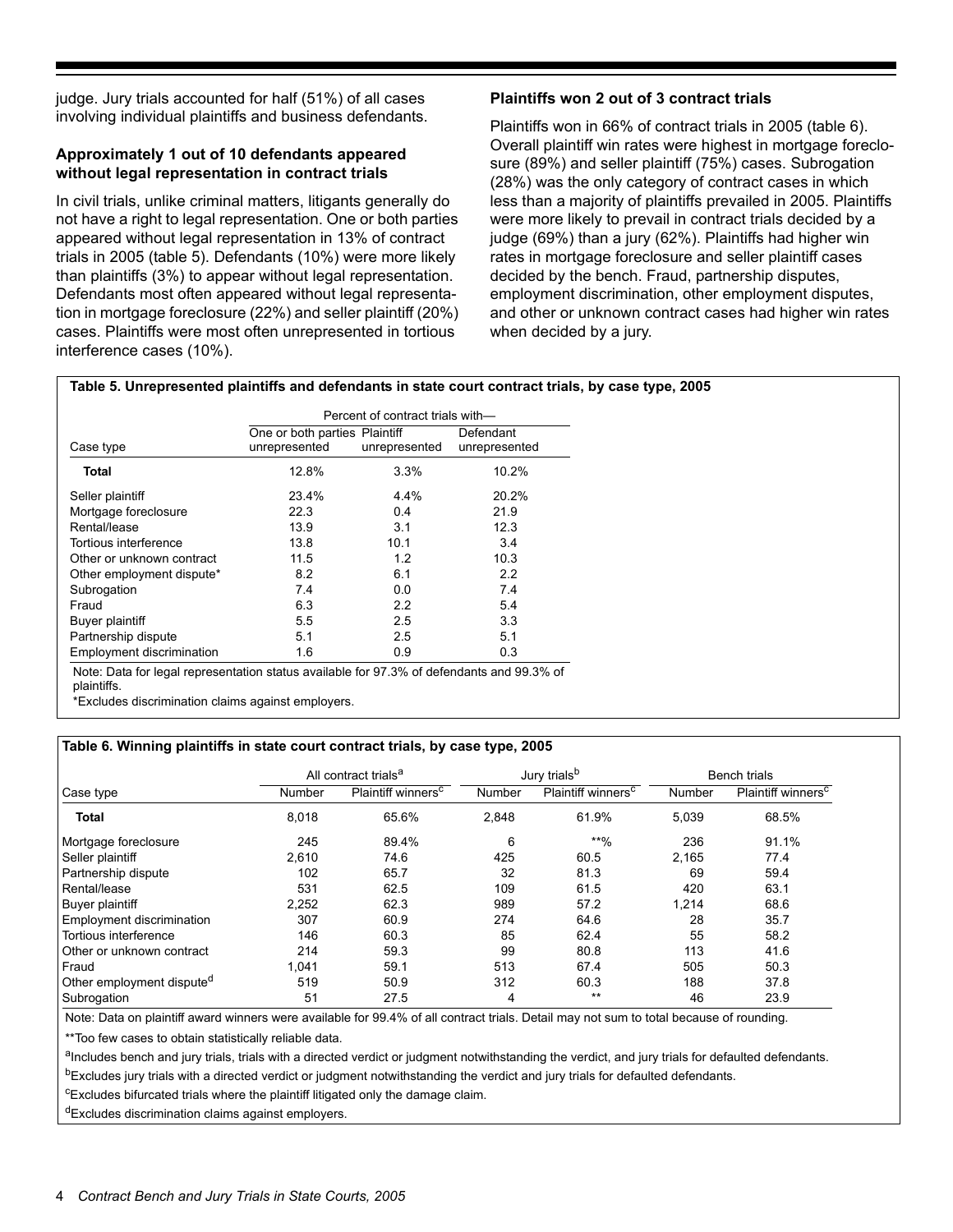judge. Jury trials accounted for half (51%) of all cases involving individual plaintiffs and business defendants.

### Approximately 1 out of 10 defendants appeared without legal representation in contract trials

In civil trials, unlike criminal matters, litigants generally do not have a right to legal representation. One or both parties appeared without legal representation in 13% of contract trials in 2005 (table 5). Defendants (10%) were more likely than plaintiffs (3%) to appear without legal representation. Defendants most often appeared without legal representation in mortgage foreclosure (22%) and seller plaintiff (20%) cases. Plaintiffs were most often unrepresented in tortious interference cases (10%).

### Plaintiffs won 2 out of 3 contract trials

Plaintiffs won in 66% of contract trials in 2005 (table 6). Overall plaintiff win rates were highest in mortgage foreclosure (89%) and seller plaintiff (75%) cases. Subrogation (28%) was the only category of contract cases in which less than a majority of plaintiffs prevailed in 2005. Plaintiffs were more likely to prevail in contract trials decided by a judge (69%) than a jury (62%). Plaintiffs had higher win rates in mortgage foreclosure and seller plaintiff cases decided by the bench. Fraud, partnership disputes, employment discrimination, other employment disputes, and other or unknown contract cases had higher win rates when decided by a jury.

**Table 5. Unrepresented plaintiffs and defendants in state court contract trials, by case type, 2005**

| | Percent of contract trials with— | | |
|---|---|---|---|
| Case type | One or both parties unrepresented | Plaintiff unrepresented | Defendant unrepresented |
| **Total** | 12.8% | 3.3% | 10.2% |
| Seller plaintiff | 23.4% | 4.4% | 20.2% |
| Mortgage foreclosure | 22.3 | 0.4 | 21.9 |
| Rental/lease | 13.9 | 3.1 | 12.3 |
| Tortious interference | 13.8 | 10.1 | 3.4 |
| Other or unknown contract | 11.5 | 1.2 | 10.3 |
| Other employment dispute* | 8.2 | 6.1 | 2.2 |
| Subrogation | 7.4 | 0.0 | 7.4 |
| Fraud | 6.3 | 2.2 | 5.4 |
| Buyer plaintiff | 5.5 | 2.5 | 3.3 |
| Partnership dispute | 5.1 | 2.5 | 5.1 |
| Employment discrimination | 1.6 | 0.9 | 0.3 |

Note: Data for legal representation status available for 97.3% of defendants and 99.3% of plaintiffs.

*Excludes discrimination claims against employers.

**Table 6. Winning plaintiffs in state court contract trials, by case type, 2005**

| | All contract trials[a] | | Jury trials[b] | | Bench trials | |
|---|---|---|---|---|---|---|
| Case type | Number | Plaintiff winners[c] | Number | Plaintiff winners[c] | Number | Plaintiff winners[c] |
| **Total** | 8,018 | 65.6% | 2,848 | 61.9% | 5,039 | 68.5% |
| Mortgage foreclosure | 245 | 89.4% | 6 | **% | 236 | 91.1% |
| Seller plaintiff | 2,610 | 74.6 | 425 | 60.5 | 2,165 | 77.4 |
| Partnership dispute | 102 | 65.7 | 32 | 81.3 | 69 | 59.4 |
| Rental/lease | 531 | 62.5 | 109 | 61.5 | 420 | 63.1 |
| Buyer plaintiff | 2,252 | 62.3 | 989 | 57.2 | 1,214 | 68.6 |
| Employment discrimination | 307 | 60.9 | 274 | 64.6 | 28 | 35.7 |
| Tortious interference | 146 | 60.3 | 85 | 62.4 | 55 | 58.2 |
| Other or unknown contract | 214 | 59.3 | 99 | 80.8 | 113 | 41.6 |
| Fraud | 1,041 | 59.1 | 513 | 67.4 | 505 | 50.3 |
| Other employment dispute[d] | 519 | 50.9 | 312 | 60.3 | 188 | 37.8 |
| Subrogation | 51 | 27.5 | 4 | ** | 46 | 23.9 |

Note: Data on plaintiff award winners were available for 99.4% of all contract trials. Detail may not sum to total because of rounding.

**Too few cases to obtain statistically reliable data.

[a]Includes bench and jury trials, trials with a directed verdict or judgment notwithstanding the verdict, and jury trials for defaulted defendants.

[b]Excludes jury trials with a directed verdict or judgment notwithstanding the verdict and jury trials for defaulted defendants.

[c]Excludes bifurcated trials where the plaintiff litigated only the damage claim.

[d]Excludes discrimination claims against employers.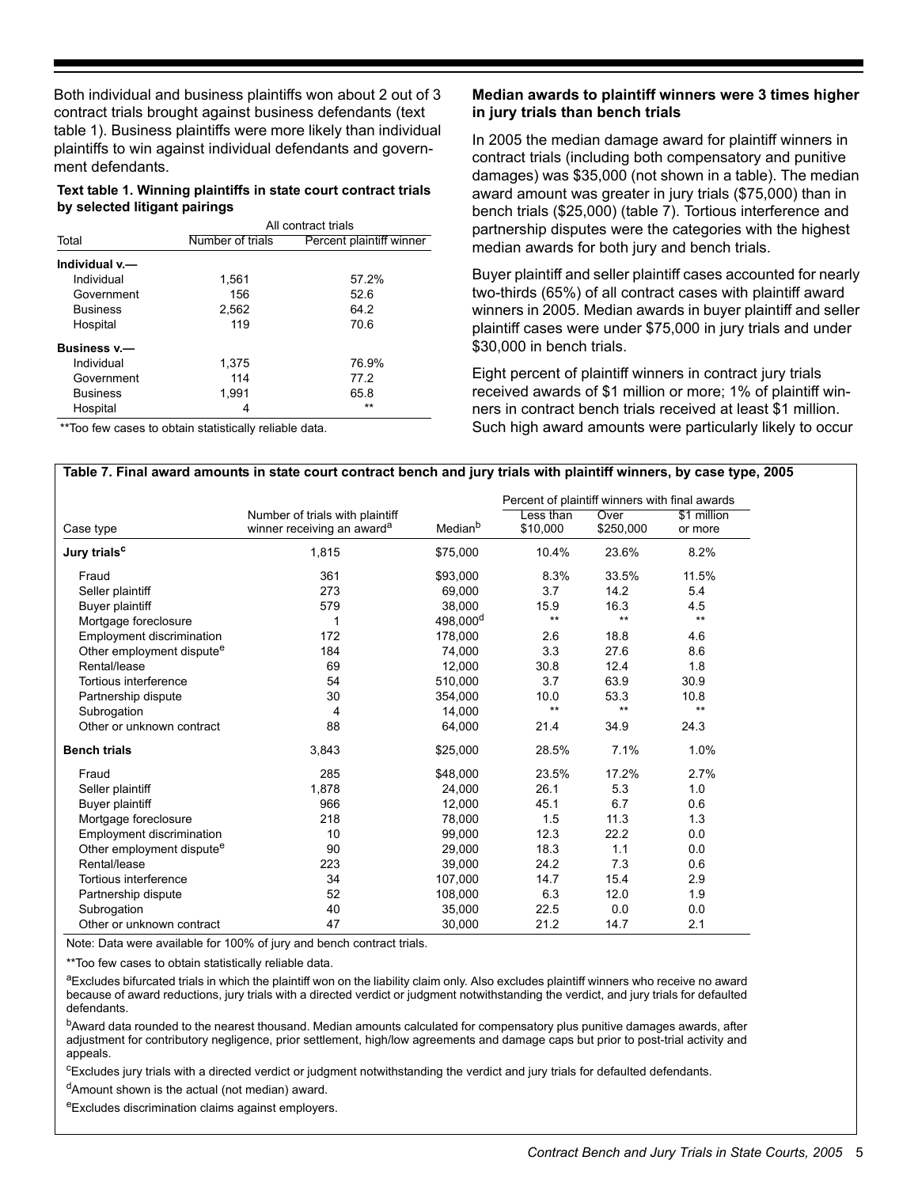Both individual and business plaintiffs won about 2 out of 3 contract trials brought against business defendants (text table 1). Business plaintiffs were more likely than individual plaintiffs to win against individual defendants and government defendants.

**Text table 1. Winning plaintiffs in state court contract trials by selected litigant pairings**

| | All contract trials | |
|---|---|---|
| Total | Number of trials | Percent plaintiff winner |
| **Individual v.—** | | |
| Individual | 1,561 | 57.2% |
| Government | 156 | 52.6 |
| Business | 2,562 | 64.2 |
| Hospital | 119 | 70.6 |
| **Business v.—** | | |
| Individual | 1,375 | 76.9% |
| Government | 114 | 77.2 |
| Business | 1,991 | 65.8 |
| Hospital | 4 | ** |

**Too few cases to obtain statistically reliable data.

**Median awards to plaintiff winners were 3 times higher in jury trials than bench trials**

In 2005 the median damage award for plaintiff winners in contract trials (including both compensatory and punitive damages) was $35,000 (not shown in a table). The median award amount was greater in jury trials ($75,000) than in bench trials ($25,000) (table 7). Tortious interference and partnership disputes were the categories with the highest median awards for both jury and bench trials.

Buyer plaintiff and seller plaintiff cases accounted for nearly two-thirds (65%) of all contract cases with plaintiff award winners in 2005. Median awards in buyer plaintiff and seller plaintiff cases were under $75,000 in jury trials and under $30,000 in bench trials.

Eight percent of plaintiff winners in contract jury trials received awards of $1 million or more; 1% of plaintiff winners in contract bench trials received at least $1 million. Such high award amounts were particularly likely to occur

**Table 7. Final award amounts in state court contract bench and jury trials with plaintiff winners, by case type, 2005**

| | | | Percent of plaintiff winners with final awards | | |
|---|---|---|---|---|---|
| Case type | Number of trials with plaintiff winner receiving an award[a] | Median[b] | Less than $10,000 | Over $250,000 | $1 million or more |
| **Jury trials[c]** | 1,815 | $75,000 | 10.4% | 23.6% | 8.2% |
| Fraud | 361 | $93,000 | 8.3% | 33.5% | 11.5% |
| Seller plaintiff | 273 | 69,000 | 3.7 | 14.2 | 5.4 |
| Buyer plaintiff | 579 | 38,000 | 15.9 | 16.3 | 4.5 |
| Mortgage foreclosure | 1 | 498,000[d] | ** | ** | ** |
| Employment discrimination | 172 | 178,000 | 2.6 | 18.8 | 4.6 |
| Other employment dispute[e] | 184 | 74,000 | 3.3 | 27.6 | 8.6 |
| Rental/lease | 69 | 12,000 | 30.8 | 12.4 | 1.8 |
| Tortious interference | 54 | 510,000 | 3.7 | 63.9 | 30.9 |
| Partnership dispute | 30 | 354,000 | 10.0 | 53.3 | 10.8 |
| Subrogation | 4 | 14,000 | ** | ** | ** |
| Other or unknown contract | 88 | 64,000 | 21.4 | 34.9 | 24.3 |
| **Bench trials** | 3,843 | $25,000 | 28.5% | 7.1% | 1.0% |
| Fraud | 285 | $48,000 | 23.5% | 17.2% | 2.7% |
| Seller plaintiff | 1,878 | 24,000 | 26.1 | 5.3 | 1.0 |
| Buyer plaintiff | 966 | 12,000 | 45.1 | 6.7 | 0.6 |
| Mortgage foreclosure | 218 | 78,000 | 1.5 | 11.3 | 1.3 |
| Employment discrimination | 10 | 99,000 | 12.3 | 22.2 | 0.0 |
| Other employment dispute[e] | 90 | 29,000 | 18.3 | 1.1 | 0.0 |
| Rental/lease | 223 | 39,000 | 24.2 | 7.3 | 0.6 |
| Tortious interference | 34 | 107,000 | 14.7 | 15.4 | 2.9 |
| Partnership dispute | 52 | 108,000 | 6.3 | 12.0 | 1.9 |
| Subrogation | 40 | 35,000 | 22.5 | 0.0 | 0.0 |
| Other or unknown contract | 47 | 30,000 | 21.2 | 14.7 | 2.1 |

Note: Data were available for 100% of jury and bench contract trials.

**Too few cases to obtain statistically reliable data.

[a]Excludes bifurcated trials in which the plaintiff won on the liability claim only. Also excludes plaintiff winners who receive no award because of award reductions, jury trials with a directed verdict or judgment notwithstanding the verdict, and jury trials for defaulted defendants.

[b]Award data rounded to the nearest thousand. Median amounts calculated for compensatory plus punitive damages awards, after adjustment for contributory negligence, prior settlement, high/low agreements and damage caps but prior to post-trial activity and appeals.

[c]Excludes jury trials with a directed verdict or judgment notwithstanding the verdict and jury trials for defaulted defendants.

[d]Amount shown is the actual (not median) award.

[e]Excludes discrimination claims against employers.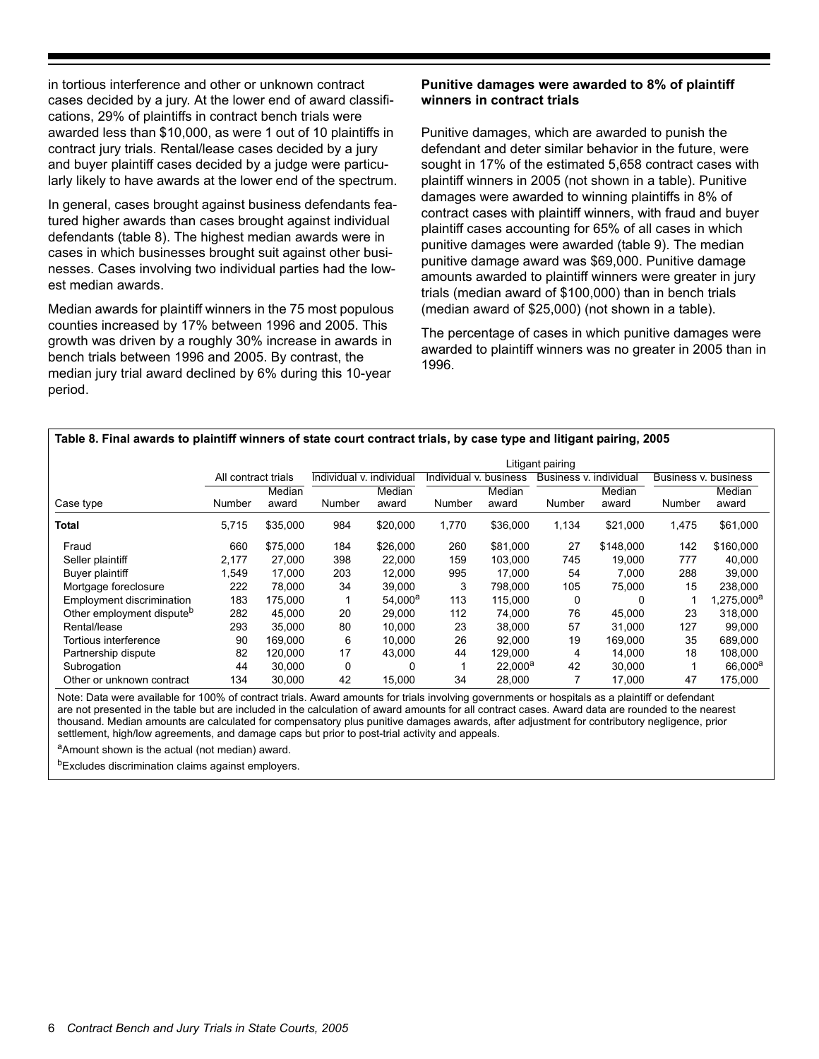in tortious interference and other or unknown contract cases decided by a jury. At the lower end of award classifications, 29% of plaintiffs in contract bench trials were awarded less than $10,000, as were 1 out of 10 plaintiffs in contract jury trials. Rental/lease cases decided by a jury and buyer plaintiff cases decided by a judge were particularly likely to have awards at the lower end of the spectrum.

In general, cases brought against business defendants featured higher awards than cases brought against individual defendants (table 8). The highest median awards were in cases in which businesses brought suit against other businesses. Cases involving two individual parties had the lowest median awards.

Median awards for plaintiff winners in the 75 most populous counties increased by 17% between 1996 and 2005. This growth was driven by a roughly 30% increase in awards in bench trials between 1996 and 2005. By contrast, the median jury trial award declined by 6% during this 10-year period.

**Punitive damages were awarded to 8% of plaintiff winners in contract trials**

Punitive damages, which are awarded to punish the defendant and deter similar behavior in the future, were sought in 17% of the estimated 5,658 contract cases with plaintiff winners in 2005 (not shown in a table). Punitive damages were awarded to winning plaintiffs in 8% of contract cases with plaintiff winners, with fraud and buyer plaintiff cases accounting for 65% of all cases in which punitive damages were awarded (table 9). The median punitive damage award was $69,000. Punitive damage amounts awarded to plaintiff winners were greater in jury trials (median award of $100,000) than in bench trials (median award of $25,000) (not shown in a table).

The percentage of cases in which punitive damages were awarded to plaintiff winners was no greater in 2005 than in 1996.

**Table 8. Final awards to plaintiff winners of state court contract trials, by case type and litigant pairing, 2005**

| | | | Litigant pairing | | | | | | | |
|---|---|---|---|---|---|---|---|---|---|---|
| | All contract trials | | Individual v. individual | | Individual v. business | | Business v. individual | | Business v. business | |
| Case type | Number | Median award | Number | Median award | Number | Median award | Number | Median award | Number | Median award |
| **Total** | 5,715 | $35,000 | 984 | $20,000 | 1,770 | $36,000 | 1,134 | $21,000 | 1,475 | $61,000 |
| Fraud | 660 | $75,000 | 184 | $26,000 | 260 | $81,000 | 27 | $148,000 | 142 | $160,000 |
| Seller plaintiff | 2,177 | 27,000 | 398 | 22,000 | 159 | 103,000 | 745 | 19,000 | 777 | 40,000 |
| Buyer plaintiff | 1,549 | 17,000 | 203 | 12,000 | 995 | 17,000 | 54 | 7,000 | 288 | 39,000 |
| Mortgage foreclosure | 222 | 78,000 | 34 | 39,000 | 3 | 798,000 | 105 | 75,000 | 15 | 238,000 |
| Employment discrimination | 183 | 175,000 | 1 | 54,000[a] | 113 | 115,000 | 0 | 0 | 1 | 1,275,000[a] |
| Other employment dispute[b] | 282 | 45,000 | 20 | 29,000 | 112 | 74,000 | 76 | 45,000 | 23 | 318,000 |
| Rental/lease | 293 | 35,000 | 80 | 10,000 | 23 | 38,000 | 57 | 31,000 | 127 | 99,000 |
| Tortious interference | 90 | 169,000 | 6 | 10,000 | 26 | 92,000 | 19 | 169,000 | 35 | 689,000 |
| Partnership dispute | 82 | 120,000 | 17 | 43,000 | 44 | 129,000 | 4 | 14,000 | 18 | 108,000 |
| Subrogation | 44 | 30,000 | 0 | 0 | 1 | 22,000[a] | 42 | 30,000 | 1 | 66,000[a] |
| Other or unknown contract | 134 | 30,000 | 42 | 15,000 | 34 | 28,000 | 7 | 17,000 | 47 | 175,000 |

Note: Data were available for 100% of contract trials. Award amounts for trials involving governments or hospitals as a plaintiff or defendant are not presented in the table but are included in the calculation of award amounts for all contract cases. Award data are rounded to the nearest thousand. Median amounts are calculated for compensatory plus punitive damages awards, after adjustment for contributory negligence, prior settlement, high/low agreements, and damage caps but prior to post-trial activity and appeals.

[a]Amount shown is the actual (not median) award.

[b]Excludes discrimination claims against employers.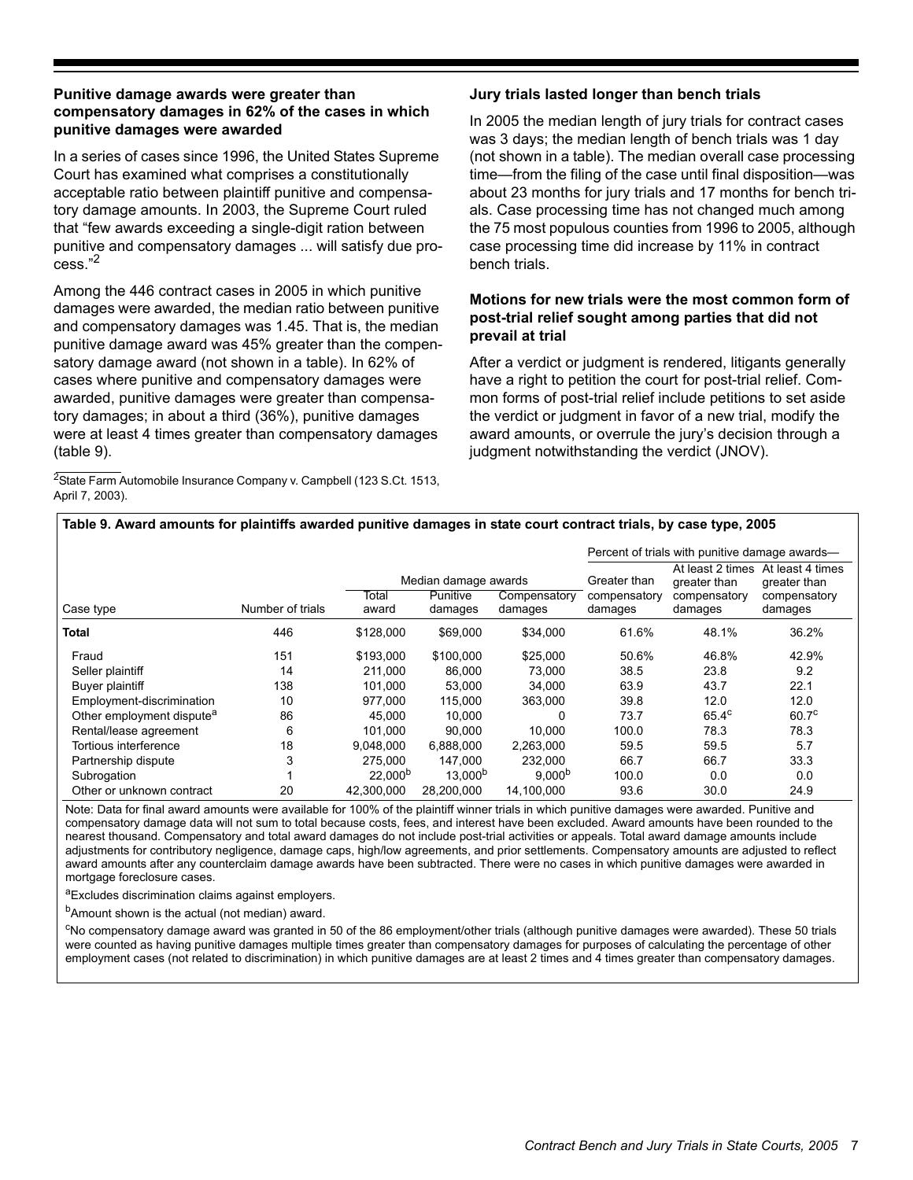### Punitive damage awards were greater than compensatory damages in 62% of the cases in which punitive damages were awarded

In a series of cases since 1996, the United States Supreme Court has examined what comprises a constitutionally acceptable ratio between plaintiff punitive and compensatory damage amounts. In 2003, the Supreme Court ruled that "few awards exceeding a single-digit ration between punitive and compensatory damages ... will satisfy due process."[2]

Among the 446 contract cases in 2005 in which punitive damages were awarded, the median ratio between punitive and compensatory damages was 1.45. That is, the median punitive damage award was 45% greater than the compensatory damage award (not shown in a table). In 62% of cases where punitive and compensatory damages were awarded, punitive damages were greater than compensatory damages; in about a third (36%), punitive damages were at least 4 times greater than compensatory damages (table 9).

[2]State Farm Automobile Insurance Company v. Campbell (123 S.Ct. 1513, April 7, 2003).

### Jury trials lasted longer than bench trials

In 2005 the median length of jury trials for contract cases was 3 days; the median length of bench trials was 1 day (not shown in a table). The median overall case processing time—from the filing of the case until final disposition—was about 23 months for jury trials and 17 months for bench trials. Case processing time has not changed much among the 75 most populous counties from 1996 to 2005, although case processing time did increase by 11% in contract bench trials.

### Motions for new trials were the most common form of post-trial relief sought among parties that did not prevail at trial

After a verdict or judgment is rendered, litigants generally have a right to petition the court for post-trial relief. Common forms of post-trial relief include petitions to set aside the verdict or judgment in favor of a new trial, modify the award amounts, or overrule the jury's decision through a judgment notwithstanding the verdict (JNOV).

**Table 9. Award amounts for plaintiffs awarded punitive damages in state court contract trials, by case type, 2005**

| | | Median damage awards | | | Percent of trials with punitive damage awards— | | |
|---|---|---|---|---|---|---|---|
| Case type | Number of trials | Total award | Punitive damages | Compensatory damages | Greater than compensatory damages | At least 2 times greater than compensatory damages | At least 4 times greater than compensatory damages |
| **Total** | 446 | $128,000 | $69,000 | $34,000 | 61.6% | 48.1% | 36.2% |
| Fraud | 151 | $193,000 | $100,000 | $25,000 | 50.6% | 46.8% | 42.9% |
| Seller plaintiff | 14 | 211,000 | 86,000 | 73,000 | 38.5 | 23.8 | 9.2 |
| Buyer plaintiff | 138 | 101,000 | 53,000 | 34,000 | 63.9 | 43.7 | 22.1 |
| Employment-discrimination | 10 | 977,000 | 115,000 | 363,000 | 39.8 | 12.0 | 12.0 |
| Other employment dispute[a] | 86 | 45,000 | 10,000 | 0 | 73.7 | 65.4[c] | 60.7[c] |
| Rental/lease agreement | 6 | 101,000 | 90,000 | 10,000 | 100.0 | 78.3 | 78.3 |
| Tortious interference | 18 | 9,048,000 | 6,888,000 | 2,263,000 | 59.5 | 59.5 | 5.7 |
| Partnership dispute | 3 | 275,000 | 147,000 | 232,000 | 66.7 | 66.7 | 33.3 |
| Subrogation | 1 | 22,000[b] | 13,000[b] | 9,000[b] | 100.0 | 0.0 | 0.0 |
| Other or unknown contract | 20 | 42,300,000 | 28,200,000 | 14,100,000 | 93.6 | 30.0 | 24.9 |

Note: Data for final award amounts were available for 100% of the plaintiff winner trials in which punitive damages were awarded. Punitive and compensatory damage data will not sum to total because costs, fees, and interest have been excluded. Award amounts have been rounded to the nearest thousand. Compensatory and total award damages do not include post-trial activities or appeals. Total award damage amounts include adjustments for contributory negligence, damage caps, high/low agreements, and prior settlements. Compensatory amounts are adjusted to reflect award amounts after any counterclaim damage awards have been subtracted. There were no cases in which punitive damages were awarded in mortgage foreclosure cases.

[a]Excludes discrimination claims against employers.

[b]Amount shown is the actual (not median) award.

[c]No compensatory damage award was granted in 50 of the 86 employment/other trials (although punitive damages were awarded). These 50 trials were counted as having punitive damages multiple times greater than compensatory damages for purposes of calculating the percentage of other employment cases (not related to discrimination) in which punitive damages are at least 2 times and 4 times greater than compensatory damages.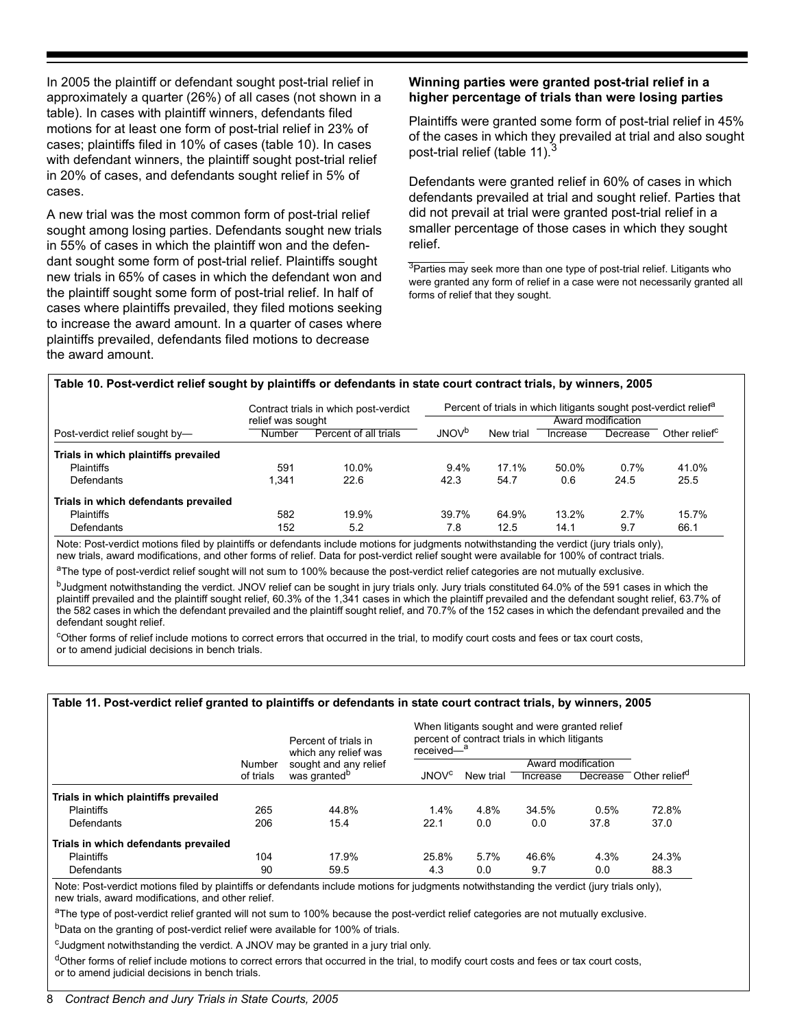In 2005 the plaintiff or defendant sought post-trial relief in approximately a quarter (26%) of all cases (not shown in a table). In cases with plaintiff winners, defendants filed motions for at least one form of post-trial relief in 23% of cases; plaintiffs filed in 10% of cases (table 10). In cases with defendant winners, the plaintiff sought post-trial relief in 20% of cases, and defendants sought relief in 5% of cases.

A new trial was the most common form of post-trial relief sought among losing parties. Defendants sought new trials in 55% of cases in which the plaintiff won and the defendant sought some form of post-trial relief. Plaintiffs sought new trials in 65% of cases in which the defendant won and the plaintiff sought some form of post-trial relief. In half of cases where plaintiffs prevailed, they filed motions seeking to increase the award amount. In a quarter of cases where plaintiffs prevailed, defendants filed motions to decrease the award amount.

### Winning parties were granted post-trial relief in a higher percentage of trials than were losing parties

Plaintiffs were granted some form of post-trial relief in 45% of the cases in which they prevailed at trial and also sought post-trial relief (table 11).[3]

Defendants were granted relief in 60% of cases in which defendants prevailed at trial and sought relief. Parties that did not prevail at trial were granted post-trial relief in a smaller percentage of those cases in which they sought relief.

[3]Parties may seek more than one type of post-trial relief. Litigants who were granted any form of relief in a case were not necessarily granted all forms of relief that they sought.

**Table 10. Post-verdict relief sought by plaintiffs or defendants in state court contract trials, by winners, 2005**

| | Contract trials in which post-verdict relief was sought | | Percent of trials in which litigants sought post-verdict relief[a] | | | | |
|---|---|---|---|---|---|---|---|
| | | | | | Award modification | | |
| Post-verdict relief sought by— | Number | Percent of all trials | JNOV[b] | New trial | Increase | Decrease | Other relief[c] |
| **Trials in which plaintiffs prevailed** | | | | | | | |
| Plaintiffs | 591 | 10.0% | 9.4% | 17.1% | 50.0% | 0.7% | 41.0% |
| Defendants | 1,341 | 22.6 | 42.3 | 54.7 | 0.6 | 24.5 | 25.5 |
| **Trials in which defendants prevailed** | | | | | | | |
| Plaintiffs | 582 | 19.9% | 39.7% | 64.9% | 13.2% | 2.7% | 15.7% |
| Defendants | 152 | 5.2 | 7.8 | 12.5 | 14.1 | 9.7 | 66.1 |

Note: Post-verdict motions filed by plaintiffs or defendants include motions for judgments notwithstanding the verdict (jury trials only), new trials, award modifications, and other forms of relief. Data for post-verdict relief sought were available for 100% of contract trials.

[a]The type of post-verdict relief sought will not sum to 100% because the post-verdict relief categories are not mutually exclusive.

[b]Judgment notwithstanding the verdict. JNOV relief can be sought in jury trials only. Jury trials constituted 64.0% of the 591 cases in which the plaintiff prevailed and the plaintiff sought relief, 60.3% of the 1,341 cases in which the plaintiff prevailed and the defendant sought relief, 63.7% of the 582 cases in which the defendant prevailed and the plaintiff sought relief, and 70.7% of the 152 cases in which the defendant prevailed and the defendant sought relief.

[c]Other forms of relief include motions to correct errors that occurred in the trial, to modify court costs and fees or tax court costs, or to amend judicial decisions in bench trials.

**Table 11. Post-verdict relief granted to plaintiffs or defendants in state court contract trials, by winners, 2005**

| | Number of trials | Percent of trials in which any relief was sought and any relief was granted[b] | When litigants sought and were granted relief percent of contract trials in which litigants received—[a] | | | | |
|---|---|---|---|---|---|---|---|
| | | | | | Award modification | | |
| | | | JNOV[c] | New trial | Increase | Decrease | Other relief[d] |
| **Trials in which plaintiffs prevailed** | | | | | | | |
| Plaintiffs | 265 | 44.8% | 1.4% | 4.8% | 34.5% | 0.5% | 72.8% |
| Defendants | 206 | 15.4 | 22.1 | 0.0 | 0.0 | 37.8 | 37.0 |
| **Trials in which defendants prevailed** | | | | | | | |
| Plaintiffs | 104 | 17.9% | 25.8% | 5.7% | 46.6% | 4.3% | 24.3% |
| Defendants | 90 | 59.5 | 4.3 | 0.0 | 9.7 | 0.0 | 88.3 |

Note: Post-verdict motions filed by plaintiffs or defendants include motions for judgments notwithstanding the verdict (jury trials only), new trials, award modifications, and other relief.

[a]The type of post-verdict relief granted will not sum to 100% because the post-verdict relief categories are not mutually exclusive.

[b]Data on the granting of post-verdict relief were available for 100% of trials.

[c]Judgment notwithstanding the verdict. A JNOV may be granted in a jury trial only.

[d]Other forms of relief include motions to correct errors that occurred in the trial, to modify court costs and fees or tax court costs, or to amend judicial decisions in bench trials.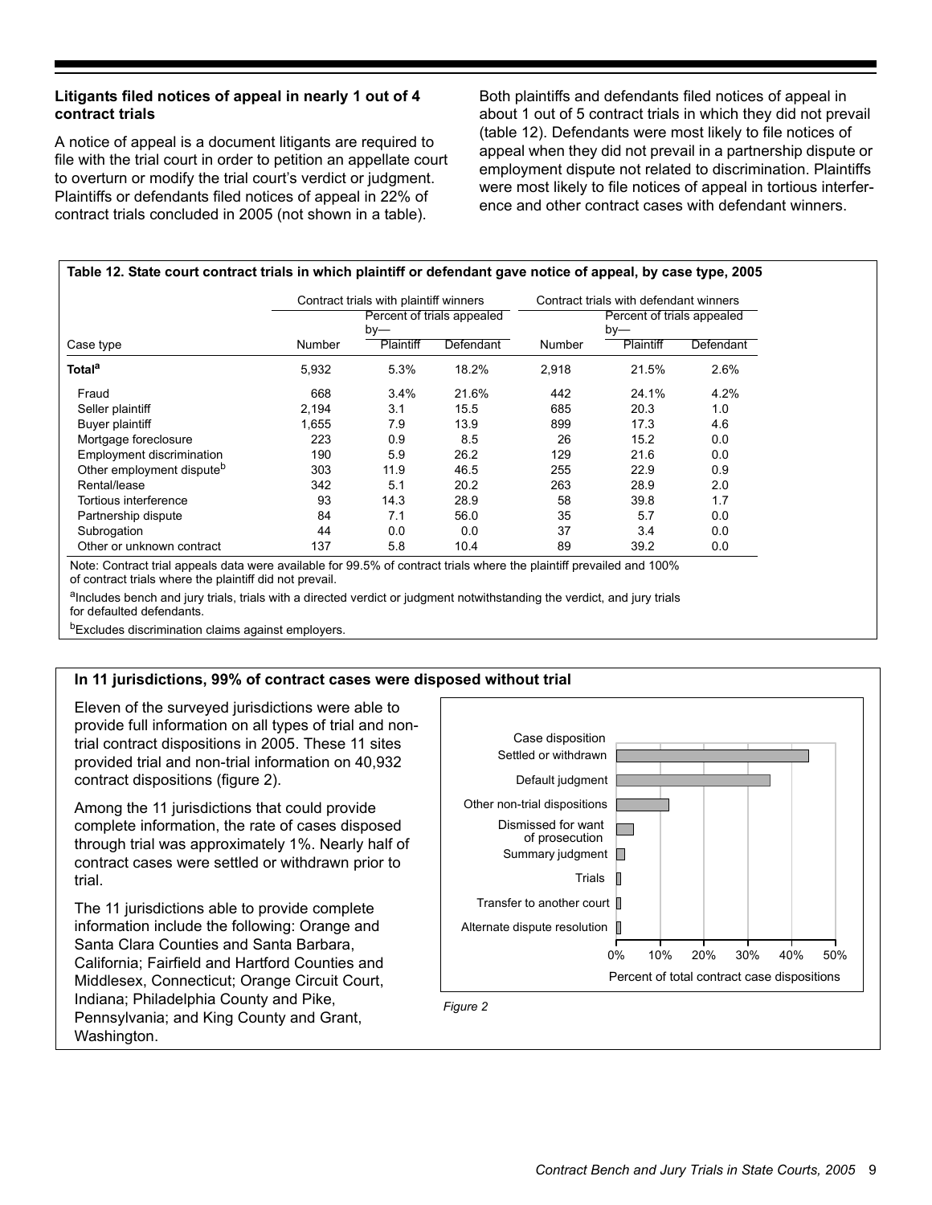### Litigants filed notices of appeal in nearly 1 out of 4 contract trials

A notice of appeal is a document litigants are required to file with the trial court in order to petition an appellate court to overturn or modify the trial court's verdict or judgment. Plaintiffs or defendants filed notices of appeal in 22% of contract trials concluded in 2005 (not shown in a table).

Both plaintiffs and defendants filed notices of appeal in about 1 out of 5 contract trials in which they did not prevail (table 12). Defendants were most likely to file notices of appeal when they did not prevail in a partnership dispute or employment dispute not related to discrimination. Plaintiffs were most likely to file notices of appeal in tortious interference and other contract cases with defendant winners.

**Table 12. State court contract trials in which plaintiff or defendant gave notice of appeal, by case type, 2005**

| | Contract trials with plaintiff winners | | | Contract trials with defendant winners | | |
|---|---|---|---|---|---|---|
| | | Percent of trials appealed by— | | | Percent of trials appealed by— | |
| Case type | Number | Plaintiff | Defendant | Number | Plaintiff | Defendant |
| **Total**[a] | 5,932 | 5.3% | 18.2% | 2,918 | 21.5% | 2.6% |
| Fraud | 668 | 3.4% | 21.6% | 442 | 24.1% | 4.2% |
| Seller plaintiff | 2,194 | 3.1 | 15.5 | 685 | 20.3 | 1.0 |
| Buyer plaintiff | 1,655 | 7.9 | 13.9 | 899 | 17.3 | 4.6 |
| Mortgage foreclosure | 223 | 0.9 | 8.5 | 26 | 15.2 | 0.0 |
| Employment discrimination | 190 | 5.9 | 26.2 | 129 | 21.6 | 0.0 |
| Other employment dispute[b] | 303 | 11.9 | 46.5 | 255 | 22.9 | 0.9 |
| Rental/lease | 342 | 5.1 | 20.2 | 263 | 28.9 | 2.0 |
| Tortious interference | 93 | 14.3 | 28.9 | 58 | 39.8 | 1.7 |
| Partnership dispute | 84 | 7.1 | 56.0 | 35 | 5.7 | 0.0 |
| Subrogation | 44 | 0.0 | 0.0 | 37 | 3.4 | 0.0 |
| Other or unknown contract | 137 | 5.8 | 10.4 | 89 | 39.2 | 0.0 |

Note: Contract trial appeals data were available for 99.5% of contract trials where the plaintiff prevailed and 100% of contract trials where the plaintiff did not prevail.

[a]Includes bench and jury trials, trials with a directed verdict or judgment notwithstanding the verdict, and jury trials for defaulted defendants.

[b]Excludes discrimination claims against employers.

### In 11 jurisdictions, 99% of contract cases were disposed without trial

Eleven of the surveyed jurisdictions were able to provide full information on all types of trial and non-trial contract dispositions in 2005. These 11 sites provided trial and non-trial information on 40,932 contract dispositions (figure 2).

Among the 11 jurisdictions that could provide complete information, the rate of cases disposed through trial was approximately 1%. Nearly half of contract cases were settled or withdrawn prior to trial.

The 11 jurisdictions able to provide complete information include the following: Orange and Santa Clara Counties and Santa Barbara, California; Fairfield and Hartford Counties and Middlesex, Connecticut; Orange Circuit Court, Indiana; Philadelphia County and Pike, Pennsylvania; and King County and Grant, Washington.

*Figure 2*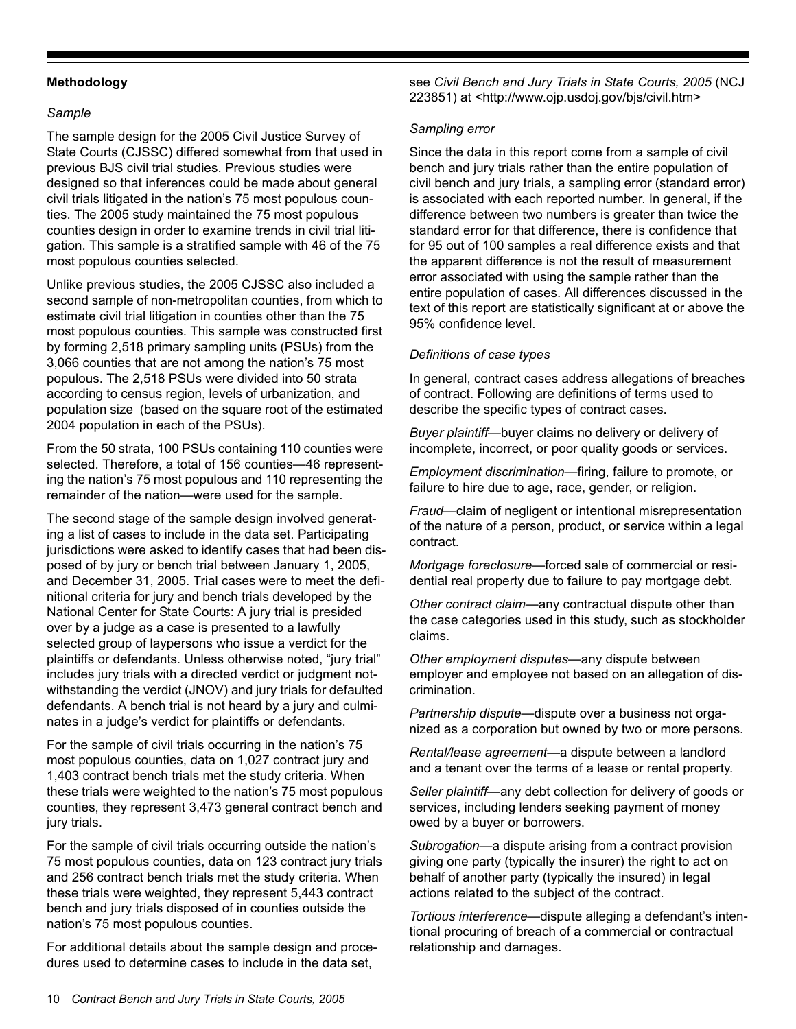## Methodology

### *Sample*

The sample design for the 2005 Civil Justice Survey of State Courts (CJSSC) differed somewhat from that used in previous BJS civil trial studies. Previous studies were designed so that inferences could be made about general civil trials litigated in the nation's 75 most populous counties. The 2005 study maintained the 75 most populous counties design in order to examine trends in civil trial litigation. This sample is a stratified sample with 46 of the 75 most populous counties selected.

Unlike previous studies, the 2005 CJSSC also included a second sample of non-metropolitan counties, from which to estimate civil trial litigation in counties other than the 75 most populous counties. This sample was constructed first by forming 2,518 primary sampling units (PSUs) from the 3,066 counties that are not among the nation's 75 most populous. The 2,518 PSUs were divided into 50 strata according to census region, levels of urbanization, and population size (based on the square root of the estimated 2004 population in each of the PSUs).

From the 50 strata, 100 PSUs containing 110 counties were selected. Therefore, a total of 156 counties—46 representing the nation's 75 most populous and 110 representing the remainder of the nation—were used for the sample.

The second stage of the sample design involved generating a list of cases to include in the data set. Participating jurisdictions were asked to identify cases that had been disposed of by jury or bench trial between January 1, 2005, and December 31, 2005. Trial cases were to meet the definitional criteria for jury and bench trials developed by the National Center for State Courts: A jury trial is presided over by a judge as a case is presented to a lawfully selected group of laypersons who issue a verdict for the plaintiffs or defendants. Unless otherwise noted, "jury trial" includes jury trials with a directed verdict or judgment notwithstanding the verdict (JNOV) and jury trials for defaulted defendants. A bench trial is not heard by a jury and culminates in a judge's verdict for plaintiffs or defendants.

For the sample of civil trials occurring in the nation's 75 most populous counties, data on 1,027 contract jury and 1,403 contract bench trials met the study criteria. When these trials were weighted to the nation's 75 most populous counties, they represent 3,473 general contract bench and jury trials.

For the sample of civil trials occurring outside the nation's 75 most populous counties, data on 123 contract jury trials and 256 contract bench trials met the study criteria. When these trials were weighted, they represent 5,443 contract bench and jury trials disposed of in counties outside the nation's 75 most populous counties.

For additional details about the sample design and procedures used to determine cases to include in the data set, see *Civil Bench and Jury Trials in State Courts, 2005* (NCJ 223851) at <http://www.ojp.usdoj.gov/bjs/civil.htm>

### *Sampling error*

Since the data in this report come from a sample of civil bench and jury trials rather than the entire population of civil bench and jury trials, a sampling error (standard error) is associated with each reported number. In general, if the difference between two numbers is greater than twice the standard error for that difference, there is confidence that for 95 out of 100 samples a real difference exists and that the apparent difference is not the result of measurement error associated with using the sample rather than the entire population of cases. All differences discussed in the text of this report are statistically significant at or above the 95% confidence level.

### *Definitions of case types*

In general, contract cases address allegations of breaches of contract. Following are definitions of terms used to describe the specific types of contract cases.

*Buyer plaintiff*—buyer claims no delivery or delivery of incomplete, incorrect, or poor quality goods or services.

*Employment discrimination*—firing, failure to promote, or failure to hire due to age, race, gender, or religion.

*Fraud*—claim of negligent or intentional misrepresentation of the nature of a person, product, or service within a legal contract.

*Mortgage foreclosure*—forced sale of commercial or residential real property due to failure to pay mortgage debt.

*Other contract claim*—any contractual dispute other than the case categories used in this study, such as stockholder claims.

*Other employment disputes*—any dispute between employer and employee not based on an allegation of discrimination.

*Partnership dispute*—dispute over a business not organized as a corporation but owned by two or more persons.

*Rental/lease agreement*—a dispute between a landlord and a tenant over the terms of a lease or rental property.

*Seller plaintiff*—any debt collection for delivery of goods or services, including lenders seeking payment of money owed by a buyer or borrowers.

*Subrogation*—a dispute arising from a contract provision giving one party (typically the insurer) the right to act on behalf of another party (typically the insured) in legal actions related to the subject of the contract.

*Tortious interference*—dispute alleging a defendant's intentional procuring of breach of a commercial or contractual relationship and damages.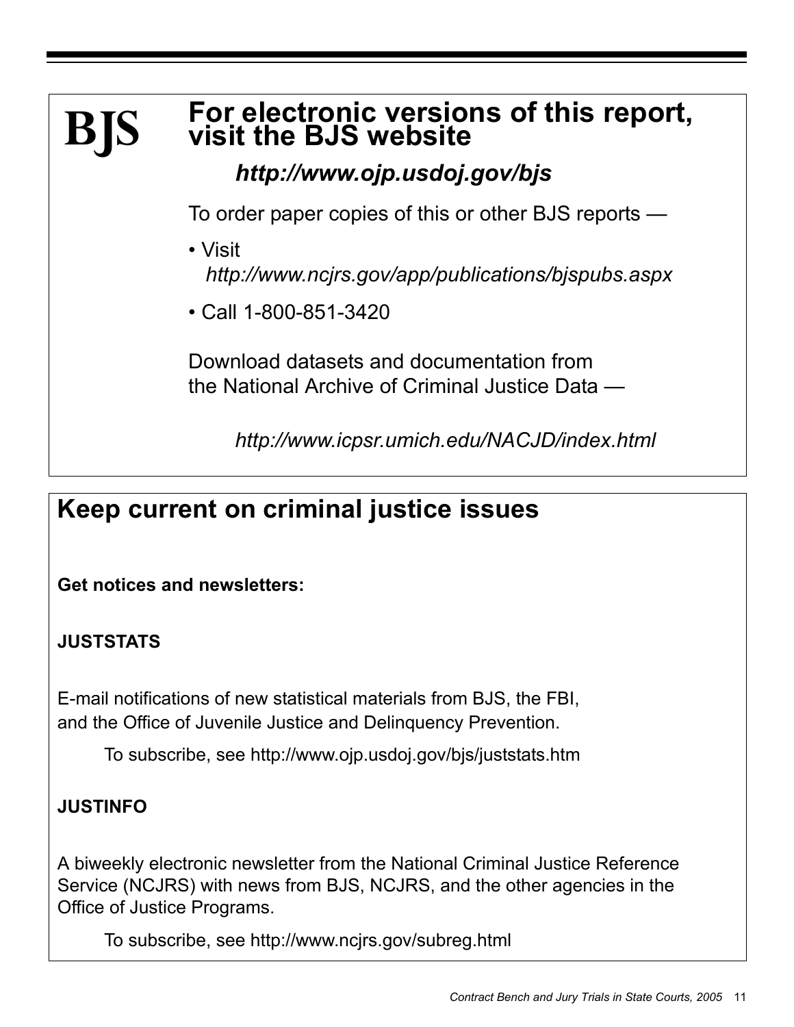**BJS**

## For electronic versions of this report, visit the BJS website

***http://www.ojp.usdoj.gov/bjs***

To order paper copies of this or other BJS reports —

- Visit
  *http://www.ncjrs.gov/app/publications/bjspubs.aspx*
- Call 1-800-851-3420

Download datasets and documentation from the National Archive of Criminal Justice Data —

*http://www.icpsr.umich.edu/NACJD/index.html*

## Keep current on criminal justice issues

**Get notices and newsletters:**

**JUSTSTATS**

E-mail notifications of new statistical materials from BJS, the FBI, and the Office of Juvenile Justice and Delinquency Prevention.

To subscribe, see http://www.ojp.usdoj.gov/bjs/juststats.htm

**JUSTINFO**

A biweekly electronic newsletter from the National Criminal Justice Reference Service (NCJRS) with news from BJS, NCJRS, and the other agencies in the Office of Justice Programs.

To subscribe, see http://www.ncjrs.gov/subreg.html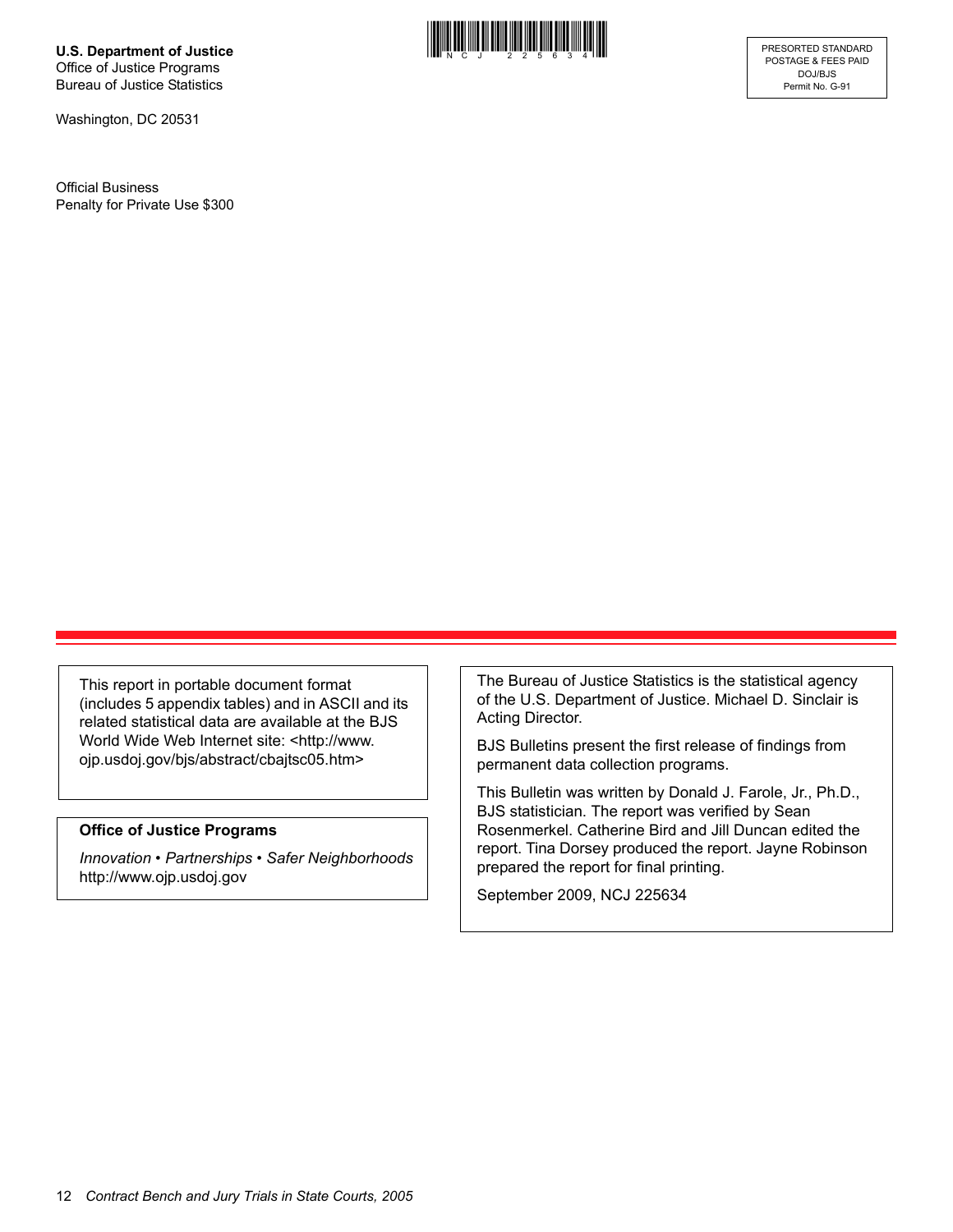**U.S. Department of Justice**
Office of Justice Programs
Bureau of Justice Statistics

Washington, DC 20531

Official Business
Penalty for Private Use $300

PRESORTED STANDARD
POSTAGE & FEES PAID
DOJ/BJS
Permit No. G-91

This report in portable document format (includes 5 appendix tables) and in ASCII and its related statistical data are available at the BJS World Wide Web Internet site: <http://www.ojp.usdoj.gov/bjs/abstract/cbajtsc05.htm>

**Office of Justice Programs**

*Innovation • Partnerships • Safer Neighborhoods*
http://www.ojp.usdoj.gov

The Bureau of Justice Statistics is the statistical agency of the U.S. Department of Justice. Michael D. Sinclair is Acting Director.

BJS Bulletins present the first release of findings from permanent data collection programs.

This Bulletin was written by Donald J. Farole, Jr., Ph.D., BJS statistician. The report was verified by Sean Rosenmerkel. Catherine Bird and Jill Duncan edited the report. Tina Dorsey produced the report. Jayne Robinson prepared the report for final printing.

September 2009, NCJ 225634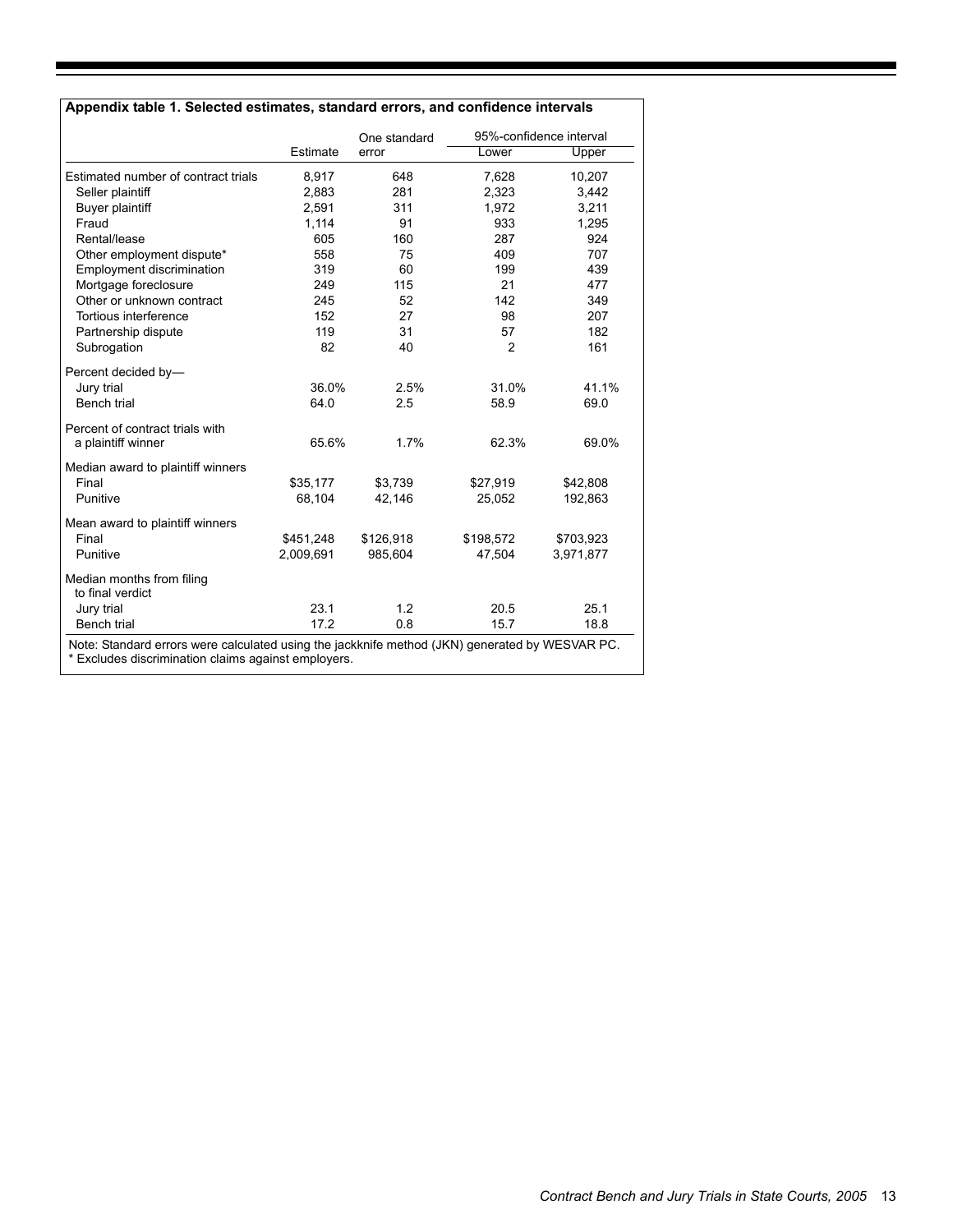**Appendix table 1. Selected estimates, standard errors, and confidence intervals**

| | Estimate | One standard error | 95%-confidence interval | |
|---|---|---|---|---|
| | | | Lower | Upper |
| Estimated number of contract trials | 8,917 | 648 | 7,628 | 10,207 |
| Seller plaintiff | 2,883 | 281 | 2,323 | 3,442 |
| Buyer plaintiff | 2,591 | 311 | 1,972 | 3,211 |
| Fraud | 1,114 | 91 | 933 | 1,295 |
| Rental/lease | 605 | 160 | 287 | 924 |
| Other employment dispute* | 558 | 75 | 409 | 707 |
| Employment discrimination | 319 | 60 | 199 | 439 |
| Mortgage foreclosure | 249 | 115 | 21 | 477 |
| Other or unknown contract | 245 | 52 | 142 | 349 |
| Tortious interference | 152 | 27 | 98 | 207 |
| Partnership dispute | 119 | 31 | 57 | 182 |
| Subrogation | 82 | 40 | 2 | 161 |
| Percent decided by— | | | | |
| Jury trial | 36.0% | 2.5% | 31.0% | 41.1% |
| Bench trial | 64.0 | 2.5 | 58.9 | 69.0 |
| Percent of contract trials with a plaintiff winner | 65.6% | 1.7% | 62.3% | 69.0% |
| Median award to plaintiff winners | | | | |
| Final | $35,177 | $3,739 | $27,919 | $42,808 |
| Punitive | 68,104 | 42,146 | 25,052 | 192,863 |
| Mean award to plaintiff winners | | | | |
| Final | $451,248 | $126,918 | $198,572 | $703,923 |
| Punitive | 2,009,691 | 985,604 | 47,504 | 3,971,877 |
| Median months from filing to final verdict | | | | |
| Jury trial | 23.1 | 1.2 | 20.5 | 25.1 |
| Bench trial | 17.2 | 0.8 | 15.7 | 18.8 |

Note: Standard errors were calculated using the jackknife method (JKN) generated by WESVAR PC.
* Excludes discrimination claims against employers.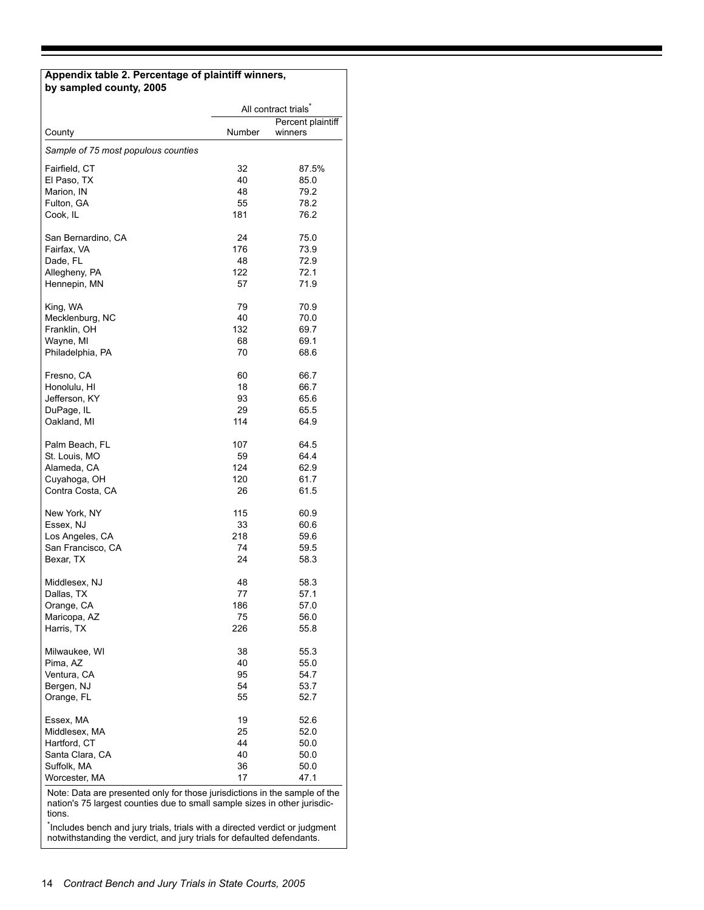**Appendix table 2. Percentage of plaintiff winners, by sampled county, 2005**

| County | All contract trials* | |
|---|---|---|
| | Number | Percent plaintiff winners |
| *Sample of 75 most populous counties* | | |
| Fairfield, CT | 32 | 87.5% |
| El Paso, TX | 40 | 85.0 |
| Marion, IN | 48 | 79.2 |
| Fulton, GA | 55 | 78.2 |
| Cook, IL | 181 | 76.2 |
| San Bernardino, CA | 24 | 75.0 |
| Fairfax, VA | 176 | 73.9 |
| Dade, FL | 48 | 72.9 |
| Allegheny, PA | 122 | 72.1 |
| Hennepin, MN | 57 | 71.9 |
| King, WA | 79 | 70.9 |
| Mecklenburg, NC | 40 | 70.0 |
| Franklin, OH | 132 | 69.7 |
| Wayne, MI | 68 | 69.1 |
| Philadelphia, PA | 70 | 68.6 |
| Fresno, CA | 60 | 66.7 |
| Honolulu, HI | 18 | 66.7 |
| Jefferson, KY | 93 | 65.6 |
| DuPage, IL | 29 | 65.5 |
| Oakland, MI | 114 | 64.9 |
| Palm Beach, FL | 107 | 64.5 |
| St. Louis, MO | 59 | 64.4 |
| Alameda, CA | 124 | 62.9 |
| Cuyahoga, OH | 120 | 61.7 |
| Contra Costa, CA | 26 | 61.5 |
| New York, NY | 115 | 60.9 |
| Essex, NJ | 33 | 60.6 |
| Los Angeles, CA | 218 | 59.6 |
| San Francisco, CA | 74 | 59.5 |
| Bexar, TX | 24 | 58.3 |
| Middlesex, NJ | 48 | 58.3 |
| Dallas, TX | 77 | 57.1 |
| Orange, CA | 186 | 57.0 |
| Maricopa, AZ | 75 | 56.0 |
| Harris, TX | 226 | 55.8 |
| Milwaukee, WI | 38 | 55.3 |
| Pima, AZ | 40 | 55.0 |
| Ventura, CA | 95 | 54.7 |
| Bergen, NJ | 54 | 53.7 |
| Orange, FL | 55 | 52.7 |
| Essex, MA | 19 | 52.6 |
| Middlesex, MA | 25 | 52.0 |
| Hartford, CT | 44 | 50.0 |
| Santa Clara, CA | 40 | 50.0 |
| Suffolk, MA | 36 | 50.0 |
| Worcester, MA | 17 | 47.1 |

Note: Data are presented only for those jurisdictions in the sample of the nation's 75 largest counties due to small sample sizes in other jurisdictions.

*Includes bench and jury trials, trials with a directed verdict or judgment notwithstanding the verdict, and jury trials for defaulted defendants.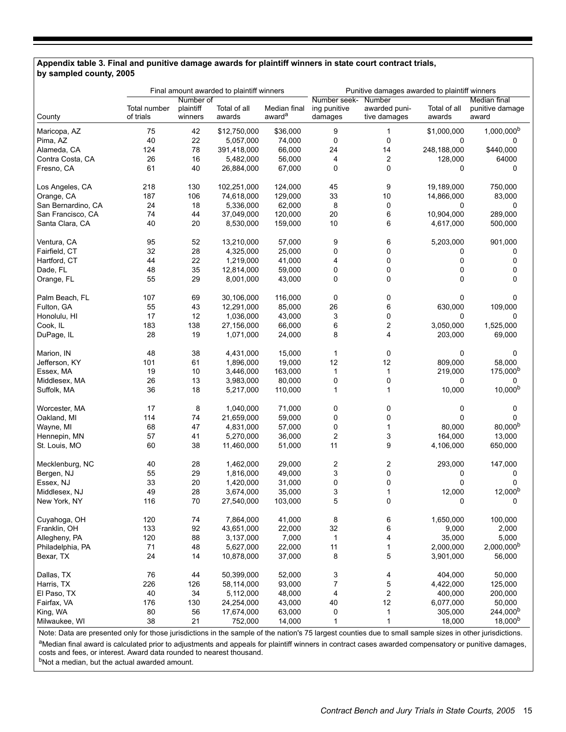**Appendix table 3. Final and punitive damage awards for plaintiff winners in state court contract trials, by sampled county, 2005**

| | Final amount awarded to plaintiff winners | | | | Punitive damages awarded to plaintiff winners | | | |
|---|---|---|---|---|---|---|---|---|
| County | Total number of trials | Number of plaintiff winners | Total of all awards | Median final award[a] | Number seeking punitive damages | Number awarded punitive damages | Total of all awards | Median final punitive damage award |
| Maricopa, AZ | 75 | 42 | $12,750,000 | $36,000 | 9 | 1 | $1,000,000 | 1,000,000[b] |
| Pima, AZ | 40 | 22 | 5,057,000 | 74,000 | 0 | 0 | 0 | 0 |
| Alameda, CA | 124 | 78 | 391,418,000 | 66,000 | 24 | 14 | 248,188,000 | $440,000 |
| Contra Costa, CA | 26 | 16 | 5,482,000 | 56,000 | 4 | 2 | 128,000 | 64000 |
| Fresno, CA | 61 | 40 | 26,884,000 | 67,000 | 0 | 0 | 0 | 0 |
| Los Angeles, CA | 218 | 130 | 102,251,000 | 124,000 | 45 | 9 | 19,189,000 | 750,000 |
| Orange, CA | 187 | 106 | 74,618,000 | 129,000 | 33 | 10 | 14,866,000 | 83,000 |
| San Bernardino, CA | 24 | 18 | 5,336,000 | 62,000 | 8 | 0 | 0 | 0 |
| San Francisco, CA | 74 | 44 | 37,049,000 | 120,000 | 20 | 6 | 10,904,000 | 289,000 |
| Santa Clara, CA | 40 | 20 | 8,530,000 | 159,000 | 10 | 6 | 4,617,000 | 500,000 |
| Ventura, CA | 95 | 52 | 13,210,000 | 57,000 | 9 | 6 | 5,203,000 | 901,000 |
| Fairfield, CT | 32 | 28 | 4,325,000 | 25,000 | 0 | 0 | 0 | 0 |
| Hartford, CT | 44 | 22 | 1,219,000 | 41,000 | 4 | 0 | 0 | 0 |
| Dade, FL | 48 | 35 | 12,814,000 | 59,000 | 0 | 0 | 0 | 0 |
| Orange, FL | 55 | 29 | 8,001,000 | 43,000 | 0 | 0 | 0 | 0 |
| Palm Beach, FL | 107 | 69 | 30,106,000 | 116,000 | 0 | 0 | 0 | 0 |
| Fulton, GA | 55 | 43 | 12,291,000 | 85,000 | 26 | 6 | 630,000 | 109,000 |
| Honolulu, HI | 17 | 12 | 1,036,000 | 43,000 | 3 | 0 | 0 | 0 |
| Cook, IL | 183 | 138 | 27,156,000 | 66,000 | 6 | 2 | 3,050,000 | 1,525,000 |
| DuPage, IL | 28 | 19 | 1,071,000 | 24,000 | 8 | 4 | 203,000 | 69,000 |
| Marion, IN | 48 | 38 | 4,431,000 | 15,000 | 1 | 0 | 0 | 0 |
| Jefferson, KY | 101 | 61 | 1,896,000 | 19,000 | 12 | 12 | 809,000 | 58,000 |
| Essex, MA | 19 | 10 | 3,446,000 | 163,000 | 1 | 1 | 219,000 | 175,000[b] |
| Middlesex, MA | 26 | 13 | 3,983,000 | 80,000 | 0 | 0 | 0 | 0 |
| Suffolk, MA | 36 | 18 | 5,217,000 | 110,000 | 1 | 1 | 10,000 | 10,000[b] |
| Worcester, MA | 17 | 8 | 1,040,000 | 71,000 | 0 | 0 | 0 | 0 |
| Oakland, MI | 114 | 74 | 21,659,000 | 59,000 | 0 | 0 | 0 | 0 |
| Wayne, MI | 68 | 47 | 4,831,000 | 57,000 | 0 | 1 | 80,000 | 80,000[b] |
| Hennepin, MN | 57 | 41 | 5,270,000 | 36,000 | 2 | 3 | 164,000 | 13,000 |
| St. Louis, MO | 60 | 38 | 11,460,000 | 51,000 | 11 | 9 | 4,106,000 | 650,000 |
| Mecklenburg, NC | 40 | 28 | 1,462,000 | 29,000 | 2 | 2 | 293,000 | 147,000 |
| Bergen, NJ | 55 | 29 | 1,816,000 | 49,000 | 3 | 0 | 0 | 0 |
| Essex, NJ | 33 | 20 | 1,420,000 | 31,000 | 0 | 0 | 0 | 0 |
| Middlesex, NJ | 49 | 28 | 3,674,000 | 35,000 | 3 | 1 | 12,000 | 12,000[b] |
| New York, NY | 116 | 70 | 27,540,000 | 103,000 | 5 | 0 | 0 | 0 |
| Cuyahoga, OH | 120 | 74 | 7,864,000 | 41,000 | 8 | 6 | 1,650,000 | 100,000 |
| Franklin, OH | 133 | 92 | 43,651,000 | 22,000 | 32 | 6 | 9,000 | 2,000 |
| Allegheny, PA | 120 | 88 | 3,137,000 | 7,000 | 1 | 4 | 35,000 | 5,000 |
| Philadelphia, PA | 71 | 48 | 5,627,000 | 22,000 | 11 | 1 | 2,000,000 | 2,000,000[b] |
| Bexar, TX | 24 | 14 | 10,878,000 | 37,000 | 8 | 5 | 3,901,000 | 56,000 |
| Dallas, TX | 76 | 44 | 50,399,000 | 52,000 | 3 | 4 | 404,000 | 50,000 |
| Harris, TX | 226 | 126 | 58,114,000 | 93,000 | 7 | 5 | 4,422,000 | 125,000 |
| El Paso, TX | 40 | 34 | 5,112,000 | 48,000 | 4 | 2 | 400,000 | 200,000 |
| Fairfax, VA | 176 | 130 | 24,254,000 | 43,000 | 40 | 12 | 6,077,000 | 50,000 |
| King, WA | 80 | 56 | 17,674,000 | 63,000 | 0 | 1 | 305,000 | 244,000[b] |
| Milwaukee, WI | 38 | 21 | 752,000 | 14,000 | 1 | 1 | 18,000 | 18,000[b] |

Note: Data are presented only for those jurisdictions in the sample of the nation's 75 largest counties due to small sample sizes in other jurisdictions.

[a]Median final award is calculated prior to adjustments and appeals for plaintiff winners in contract cases awarded compensatory or punitive damages, costs and fees, or interest. Award data rounded to nearest thousand.

[b]Not a median, but the actual awarded amount.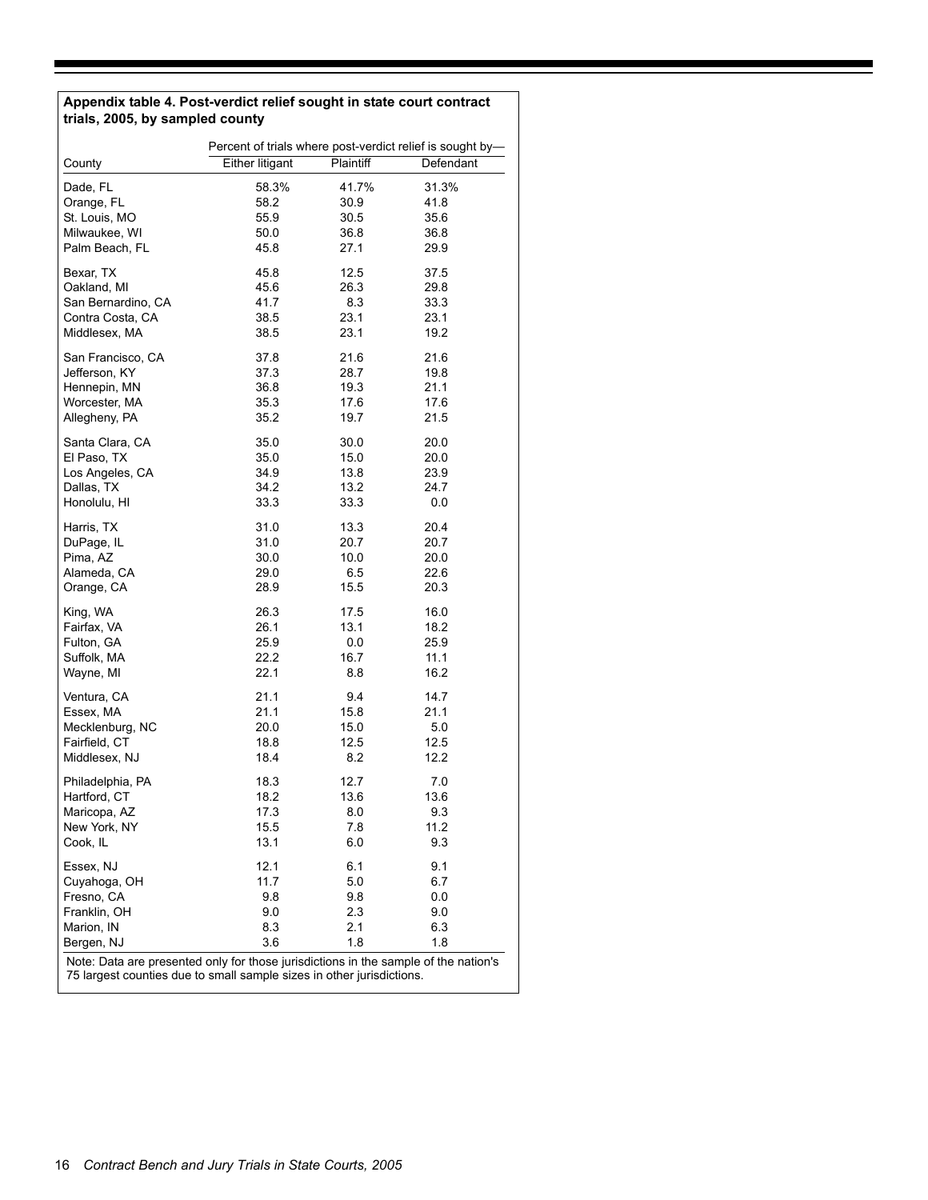**Appendix table 4. Post-verdict relief sought in state court contract trials, 2005, by sampled county**

| County | Percent of trials where post-verdict relief is sought by— | | |
|---|---|---|---|
| | Either litigant | Plaintiff | Defendant |
| Dade, FL | 58.3% | 41.7% | 31.3% |
| Orange, FL | 58.2 | 30.9 | 41.8 |
| St. Louis, MO | 55.9 | 30.5 | 35.6 |
| Milwaukee, WI | 50.0 | 36.8 | 36.8 |
| Palm Beach, FL | 45.8 | 27.1 | 29.9 |
| Bexar, TX | 45.8 | 12.5 | 37.5 |
| Oakland, MI | 45.6 | 26.3 | 29.8 |
| San Bernardino, CA | 41.7 | 8.3 | 33.3 |
| Contra Costa, CA | 38.5 | 23.1 | 23.1 |
| Middlesex, MA | 38.5 | 23.1 | 19.2 |
| San Francisco, CA | 37.8 | 21.6 | 21.6 |
| Jefferson, KY | 37.3 | 28.7 | 19.8 |
| Hennepin, MN | 36.8 | 19.3 | 21.1 |
| Worcester, MA | 35.3 | 17.6 | 17.6 |
| Allegheny, PA | 35.2 | 19.7 | 21.5 |
| Santa Clara, CA | 35.0 | 30.0 | 20.0 |
| El Paso, TX | 35.0 | 15.0 | 20.0 |
| Los Angeles, CA | 34.9 | 13.8 | 23.9 |
| Dallas, TX | 34.2 | 13.2 | 24.7 |
| Honolulu, HI | 33.3 | 33.3 | 0.0 |
| Harris, TX | 31.0 | 13.3 | 20.4 |
| DuPage, IL | 31.0 | 20.7 | 20.7 |
| Pima, AZ | 30.0 | 10.0 | 20.0 |
| Alameda, CA | 29.0 | 6.5 | 22.6 |
| Orange, CA | 28.9 | 15.5 | 20.3 |
| King, WA | 26.3 | 17.5 | 16.0 |
| Fairfax, VA | 26.1 | 13.1 | 18.2 |
| Fulton, GA | 25.9 | 0.0 | 25.9 |
| Suffolk, MA | 22.2 | 16.7 | 11.1 |
| Wayne, MI | 22.1 | 8.8 | 16.2 |
| Ventura, CA | 21.1 | 9.4 | 14.7 |
| Essex, MA | 21.1 | 15.8 | 21.1 |
| Mecklenburg, NC | 20.0 | 15.0 | 5.0 |
| Fairfield, CT | 18.8 | 12.5 | 12.5 |
| Middlesex, NJ | 18.4 | 8.2 | 12.2 |
| Philadelphia, PA | 18.3 | 12.7 | 7.0 |
| Hartford, CT | 18.2 | 13.6 | 13.6 |
| Maricopa, AZ | 17.3 | 8.0 | 9.3 |
| New York, NY | 15.5 | 7.8 | 11.2 |
| Cook, IL | 13.1 | 6.0 | 9.3 |
| Essex, NJ | 12.1 | 6.1 | 9.1 |
| Cuyahoga, OH | 11.7 | 5.0 | 6.7 |
| Fresno, CA | 9.8 | 9.8 | 0.0 |
| Franklin, OH | 9.0 | 2.3 | 9.0 |
| Marion, IN | 8.3 | 2.1 | 6.3 |
| Bergen, NJ | 3.6 | 1.8 | 1.8 |

Note: Data are presented only for those jurisdictions in the sample of the nation's 75 largest counties due to small sample sizes in other jurisdictions.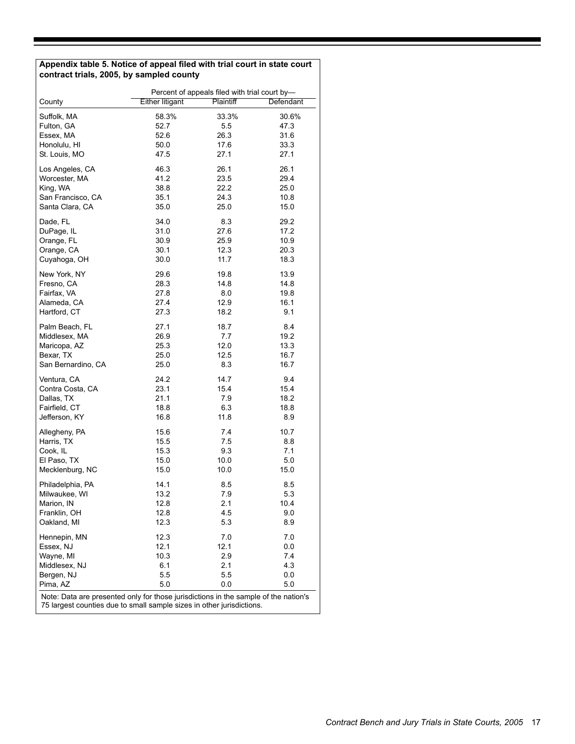**Appendix table 5. Notice of appeal filed with trial court in state court contract trials, 2005, by sampled county**

| County | Percent of appeals filed with trial court by— | | |
|---|---|---|---|
| | Either litigant | Plaintiff | Defendant |
| Suffolk, MA | 58.3% | 33.3% | 30.6% |
| Fulton, GA | 52.7 | 5.5 | 47.3 |
| Essex, MA | 52.6 | 26.3 | 31.6 |
| Honolulu, HI | 50.0 | 17.6 | 33.3 |
| St. Louis, MO | 47.5 | 27.1 | 27.1 |
| Los Angeles, CA | 46.3 | 26.1 | 26.1 |
| Worcester, MA | 41.2 | 23.5 | 29.4 |
| King, WA | 38.8 | 22.2 | 25.0 |
| San Francisco, CA | 35.1 | 24.3 | 10.8 |
| Santa Clara, CA | 35.0 | 25.0 | 15.0 |
| Dade, FL | 34.0 | 8.3 | 29.2 |
| DuPage, IL | 31.0 | 27.6 | 17.2 |
| Orange, FL | 30.9 | 25.9 | 10.9 |
| Orange, CA | 30.1 | 12.3 | 20.3 |
| Cuyahoga, OH | 30.0 | 11.7 | 18.3 |
| New York, NY | 29.6 | 19.8 | 13.9 |
| Fresno, CA | 28.3 | 14.8 | 14.8 |
| Fairfax, VA | 27.8 | 8.0 | 19.8 |
| Alameda, CA | 27.4 | 12.9 | 16.1 |
| Hartford, CT | 27.3 | 18.2 | 9.1 |
| Palm Beach, FL | 27.1 | 18.7 | 8.4 |
| Middlesex, MA | 26.9 | 7.7 | 19.2 |
| Maricopa, AZ | 25.3 | 12.0 | 13.3 |
| Bexar, TX | 25.0 | 12.5 | 16.7 |
| San Bernardino, CA | 25.0 | 8.3 | 16.7 |
| Ventura, CA | 24.2 | 14.7 | 9.4 |
| Contra Costa, CA | 23.1 | 15.4 | 15.4 |
| Dallas, TX | 21.1 | 7.9 | 18.2 |
| Fairfield, CT | 18.8 | 6.3 | 18.8 |
| Jefferson, KY | 16.8 | 11.8 | 8.9 |
| Allegheny, PA | 15.6 | 7.4 | 10.7 |
| Harris, TX | 15.5 | 7.5 | 8.8 |
| Cook, IL | 15.3 | 9.3 | 7.1 |
| El Paso, TX | 15.0 | 10.0 | 5.0 |
| Mecklenburg, NC | 15.0 | 10.0 | 15.0 |
| Philadelphia, PA | 14.1 | 8.5 | 8.5 |
| Milwaukee, WI | 13.2 | 7.9 | 5.3 |
| Marion, IN | 12.8 | 2.1 | 10.4 |
| Franklin, OH | 12.8 | 4.5 | 9.0 |
| Oakland, MI | 12.3 | 5.3 | 8.9 |
| Hennepin, MN | 12.3 | 7.0 | 7.0 |
| Essex, NJ | 12.1 | 12.1 | 0.0 |
| Wayne, MI | 10.3 | 2.9 | 7.4 |
| Middlesex, NJ | 6.1 | 2.1 | 4.3 |
| Bergen, NJ | 5.5 | 5.5 | 0.0 |
| Pima, AZ | 5.0 | 0.0 | 5.0 |

Note: Data are presented only for those jurisdictions in the sample of the nation's 75 largest counties due to small sample sizes in other jurisdictions.